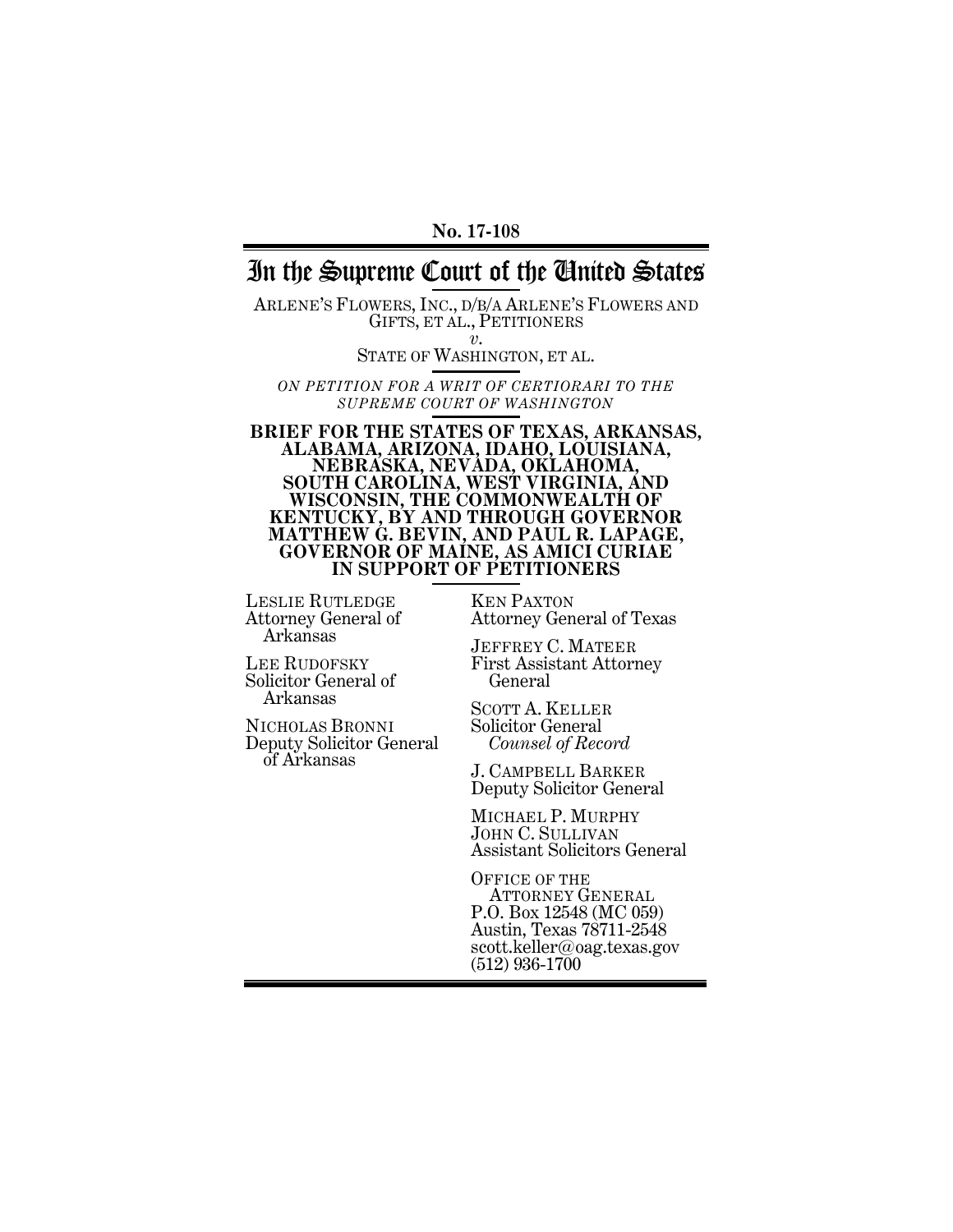No. 17-108

# In the Supreme Court of the United States

ARLENE'S FLOWERS, INC., D/B/A ARLENE'S FLOWERS AND GIFTS, ET AL., PETITIONERS

*v.*

STATE OF WASHINGTON, ET AL.

*ON PETITION FOR A WRIT OF CERTIORARI TO THE SUPREME COURT OF WASHINGTON*

**BRIEF FOR THE STATES OF TEXAS, ARKANSAS, ALABAMA, ARIZONA, IDAHO, LOUISIANA, NEBRASKA, NEVADA, OKLAHOMA, SOUTH CAROLINA, WEST VIRGINIA, AND WISCONSIN, THE COMMONWEALTH OF KENTUCKY, BY AND THROUGH GOVERNOR MATTHEW G. BEVIN, AND PAUL R. LEPAGE, GOVERNOR OF MAINE, AS AMICI CURIAE IN SUPPORT OF PETITIONERS**

LESLIE RUTLEDGE
Attorney General of Arkansas

LEE RUDOFSKY
Solicitor General of Arkansas

NICHOLAS BRONNI
Deputy Solicitor General of Arkansas

KEN PAXTON
Attorney General of Texas

JEFFREY C. MATEER
First Assistant Attorney General

SCOTT A. KELLER
Solicitor General
*Counsel of Record*

J. CAMPBELL BARKER
Deputy Solicitor General

MICHAEL P. MURPHY
JOHN C. SULLIVAN
Assistant Solicitors General

OFFICE OF THE ATTORNEY GENERAL
P.O. Box 12548 (MC 059)
Austin, Texas 78711-2548
scott.keller@oag.texas.gov
(512) 936-1700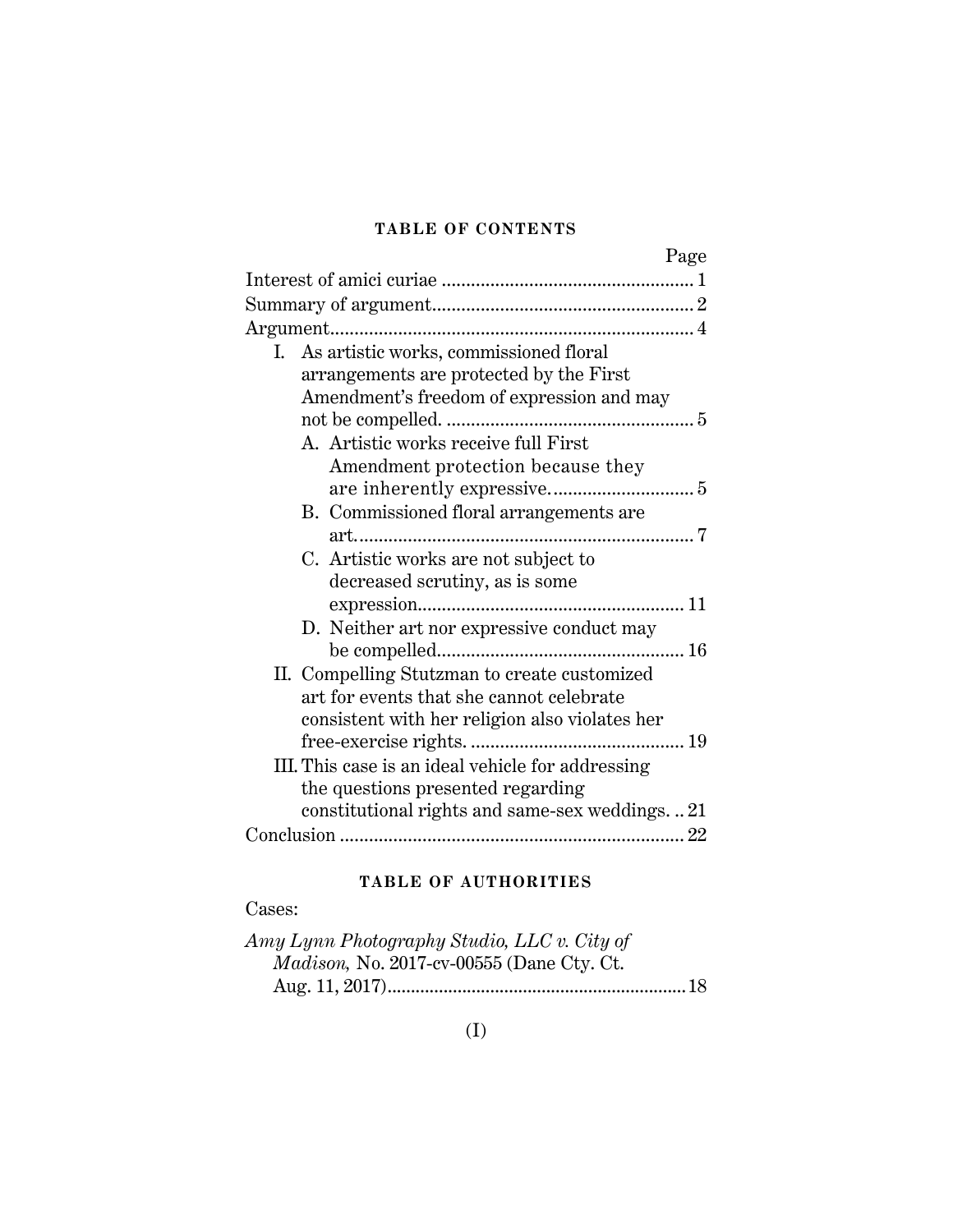## TABLE OF CONTENTS

| | Page |
|---|---|
| Interest of amici curiae | 1 |
| Summary of argument | 2 |
| Argument | 4 |
| I. As artistic works, commissioned floral arrangements are protected by the First Amendment's freedom of expression and may not be compelled. | 5 |
| A. Artistic works receive full First Amendment protection because they are inherently expressive. | 5 |
| B. Commissioned floral arrangements are art. | 7 |
| C. Artistic works are not subject to decreased scrutiny, as is some expression. | 11 |
| D. Neither art nor expressive conduct may be compelled. | 16 |
| II. Compelling Stutzman to create customized art for events that she cannot celebrate consistent with her religion also violates her free-exercise rights. | 19 |
| III. This case is an ideal vehicle for addressing the questions presented regarding constitutional rights and same-sex weddings. | 21 |
| Conclusion | 22 |

## TABLE OF AUTHORITIES

Cases:

*Amy Lynn Photography Studio, LLC v. City of Madison,* No. 2017-cv-00555 (Dane Cty. Ct. Aug. 11, 2017) .......... 18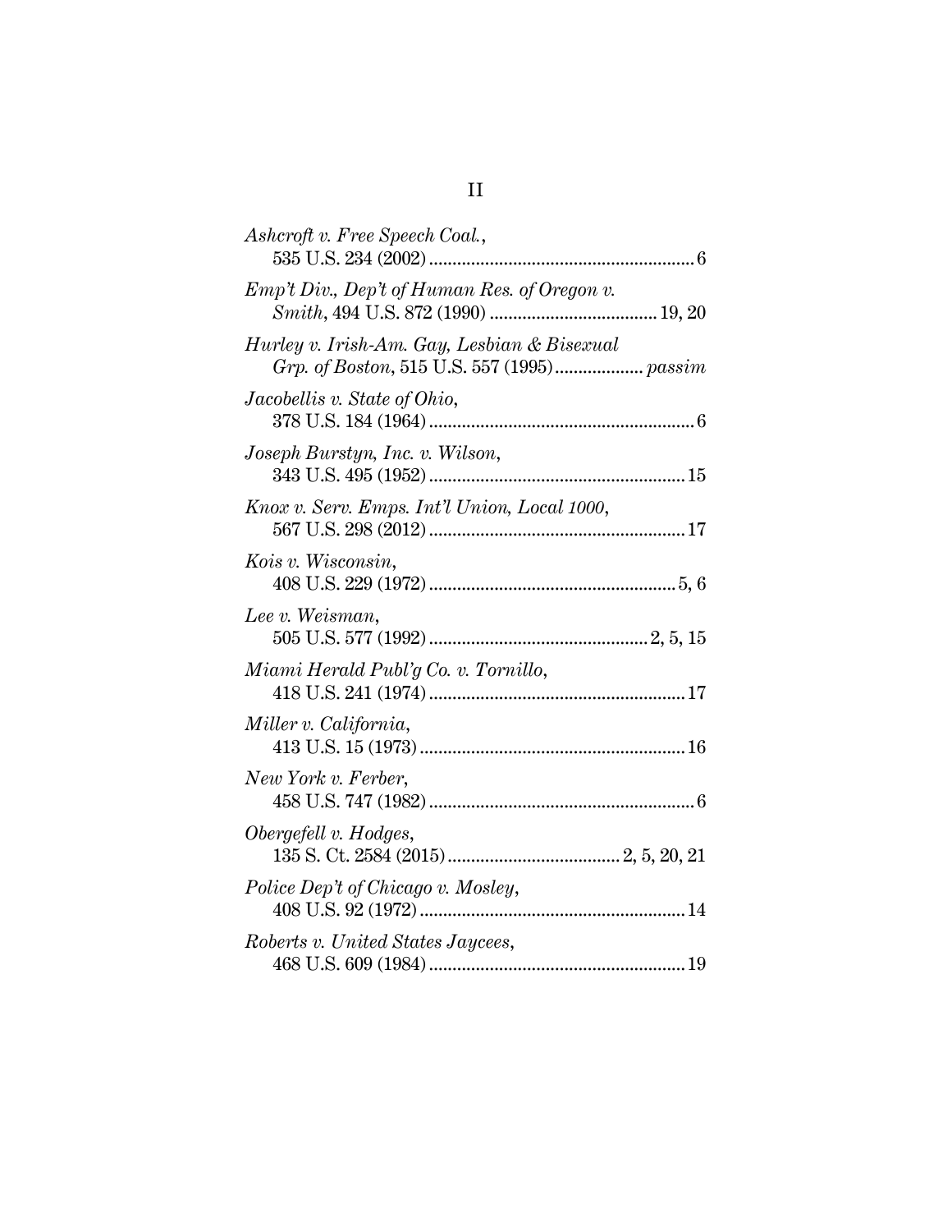*Ashcroft v. Free Speech Coal.*,
535 U.S. 234 (2002) .......................................................... 6

*Emp't Div., Dep't of Human Res. of Oregon v. Smith*, 494 U.S. 872 (1990) .................................... 19, 20

*Hurley v. Irish-Am. Gay, Lesbian & Bisexual Grp. of Boston*, 515 U.S. 557 (1995) .................. *passim*

*Jacobellis v. State of Ohio*,
378 U.S. 184 (1964) .......................................................... 6

*Joseph Burstyn, Inc. v. Wilson*,
343 U.S. 495 (1952) ........................................................ 15

*Knox v. Serv. Emps. Int'l Union, Local 1000*,
567 U.S. 298 (2012) ........................................................ 17

*Kois v. Wisconsin*,
408 U.S. 229 (1972) .................................................... 5, 6

*Lee v. Weisman*,
505 U.S. 577 (1992) ............................................... 2, 5, 15

*Miami Herald Publ'g Co. v. Tornillo*,
418 U.S. 241 (1974) ........................................................ 17

*Miller v. California*,
413 U.S. 15 (1973) .......................................................... 16

*New York v. Ferber*,
458 U.S. 747 (1982) .......................................................... 6

*Obergefell v. Hodges*,
135 S. Ct. 2584 (2015) ..................................... 2, 5, 20, 21

*Police Dep't of Chicago v. Mosley*,
408 U.S. 92 (1972) .......................................................... 14

*Roberts v. United States Jaycees*,
468 U.S. 609 (1984) ........................................................ 19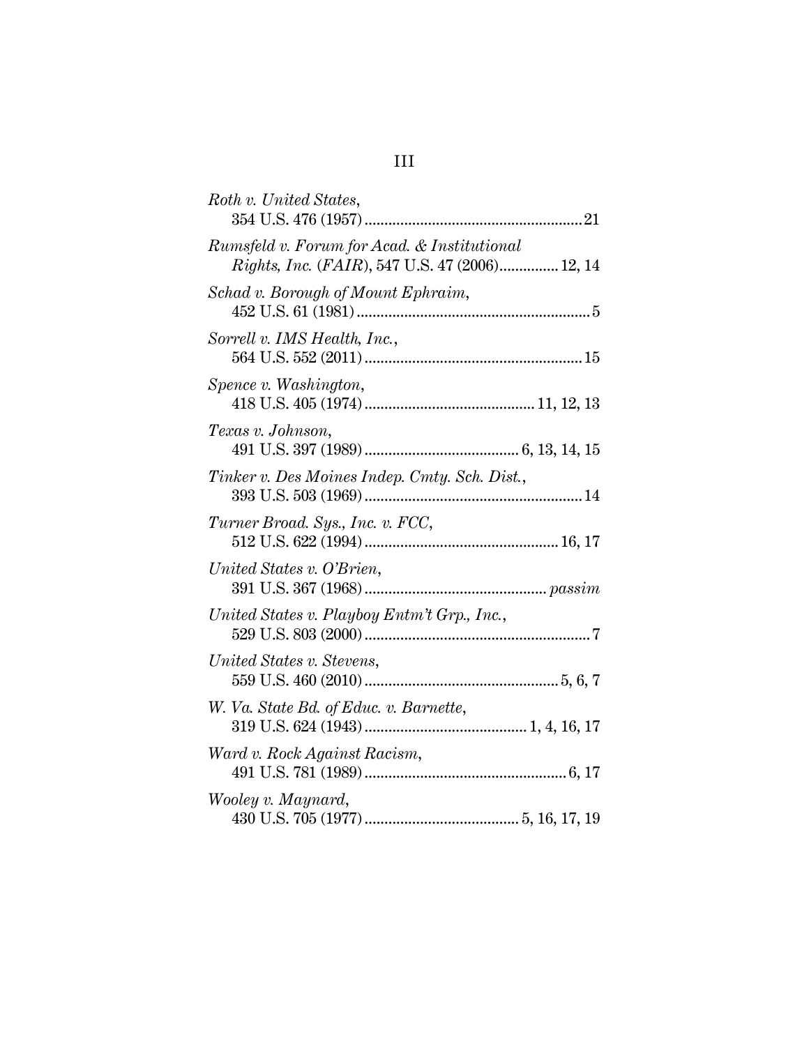*Roth v. United States*,
354 U.S. 476 (1957).......................................................21

*Rumsfeld v. Forum for Acad. & Institutional Rights, Inc.* (*FAIR*), 547 U.S. 47 (2006)...............12, 14

*Schad v. Borough of Mount Ephraim*,
452 U.S. 61 (1981)...........................................................5

*Sorrell v. IMS Health, Inc.*,
564 U.S. 552 (2011).......................................................15

*Spence v. Washington*,
418 U.S. 405 (1974)...........................................11, 12, 13

*Texas v. Johnson*,
491 U.S. 397 (1989).......................................6, 13, 14, 15

*Tinker v. Des Moines Indep. Cmty. Sch. Dist.*,
393 U.S. 503 (1969).......................................................14

*Turner Broad. Sys., Inc. v. FCC*,
512 U.S. 622 (1994).................................................16, 17

*United States v. O'Brien*,
391 U.S. 367 (1968)............................................. *passim*

*United States v. Playboy Entm't Grp., Inc.*,
529 U.S. 803 (2000).........................................................7

*United States v. Stevens*,
559 U.S. 460 (2010).................................................5, 6, 7

*W. Va. State Bd. of Educ. v. Barnette*,
319 U.S. 624 (1943).........................................1, 4, 16, 17

*Ward v. Rock Against Racism*,
491 U.S. 781 (1989)...................................................6, 17

*Wooley v. Maynard*,
430 U.S. 705 (1977).......................................5, 16, 17, 19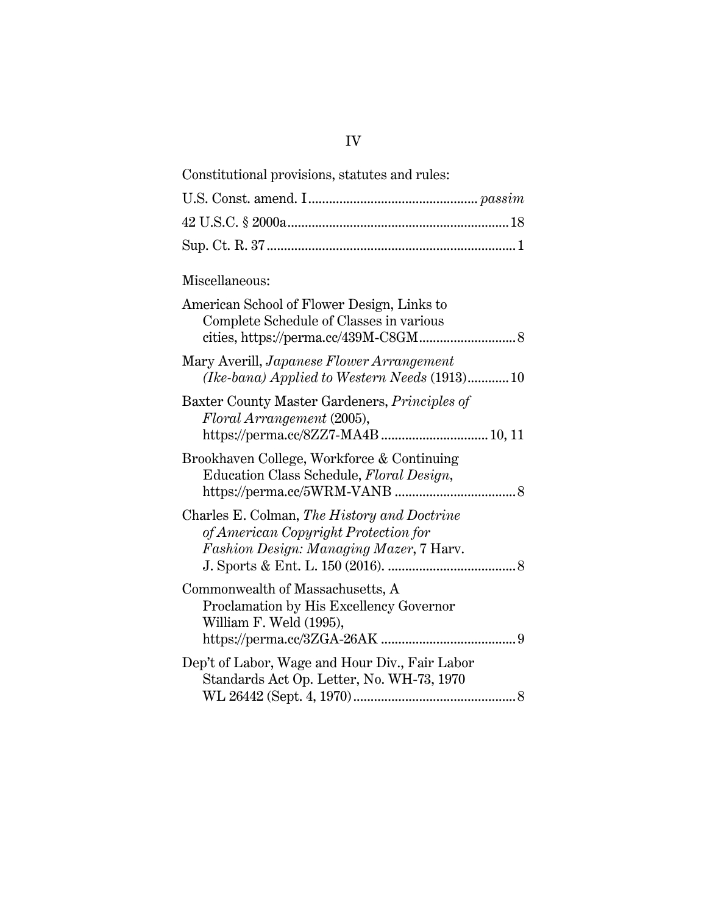Constitutional provisions, statutes and rules:

U.S. Const. amend. I................................................ *passim*

42 U.S.C. § 2000a............................................................... 18

Sup. Ct. R. 37....................................................................... 1

Miscellaneous:

American School of Flower Design, Links to Complete Schedule of Classes in various cities, https://perma.cc/439M-C8GM............................ 8

Mary Averill, *Japanese Flower Arrangement (Ike-bana) Applied to Western Needs* (1913)............ 10

Baxter County Master Gardeners, *Principles of Floral Arrangement* (2005), https://perma.cc/8ZZ7-MA4B ............................... 10, 11

Brookhaven College, Workforce & Continuing Education Class Schedule, *Floral Design*, https://perma.cc/5WRM-VANB ................................... 8

Charles E. Colman, *The History and Doctrine of American Copyright Protection for Fashion Design: Managing Mazer*, 7 Harv. J. Sports & Ent. L. 150 (2016). ..................................... 8

Commonwealth of Massachusetts, A Proclamation by His Excellency Governor William F. Weld (1995), https://perma.cc/3ZGA-26AK ....................................... 9

Dep't of Labor, Wage and Hour Div., Fair Labor Standards Act Op. Letter, No. WH-73, 1970 WL 26442 (Sept. 4, 1970)............................................... 8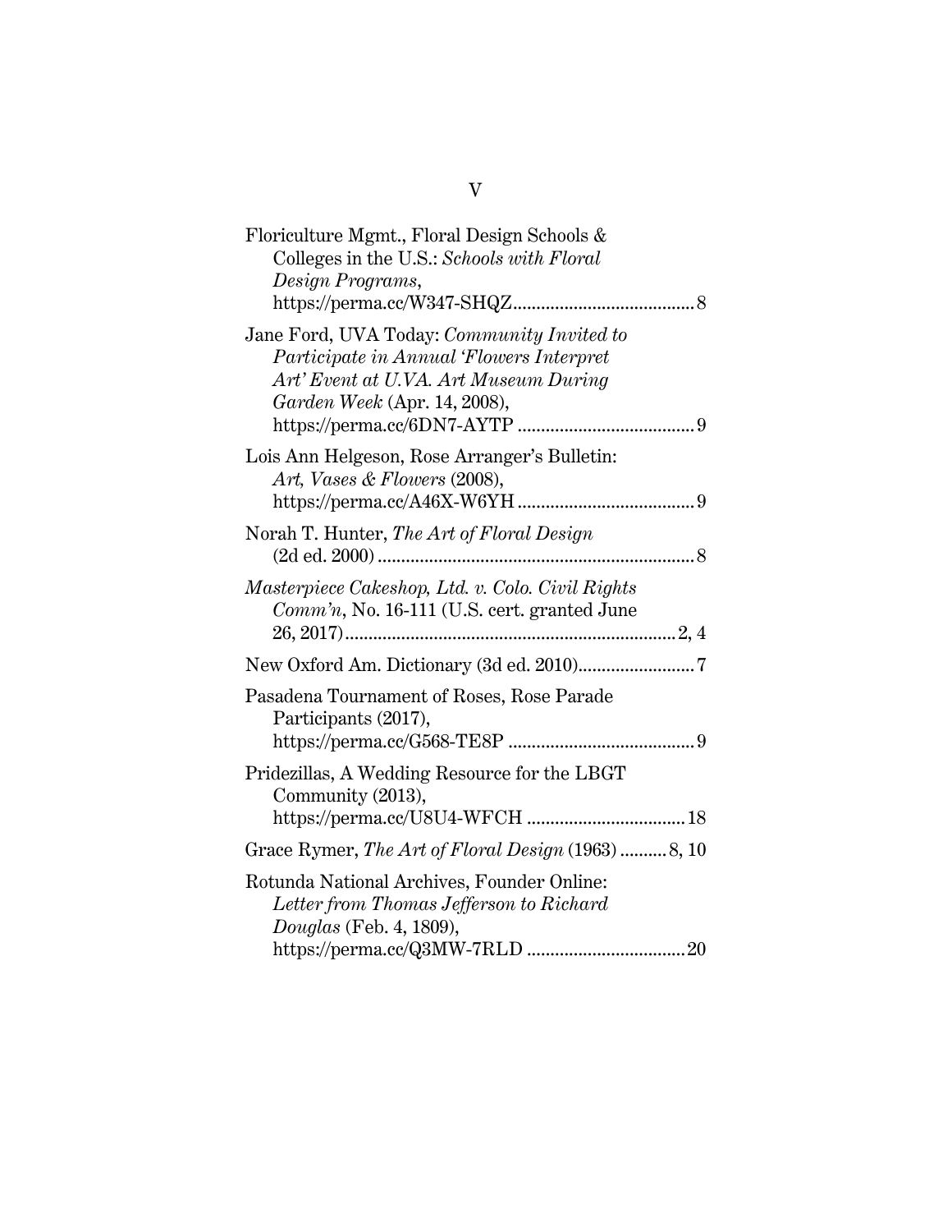Floriculture Mgmt., Floral Design Schools & Colleges in the U.S.: *Schools with Floral Design Programs*, https://perma.cc/W347-SHQZ....................................... 8

Jane Ford, UVA Today: *Community Invited to Participate in Annual 'Flowers Interpret Art' Event at U.VA. Art Museum During Garden Week* (Apr. 14, 2008), https://perma.cc/6DN7-AYTP ...................................... 9

Lois Ann Helgeson, Rose Arranger's Bulletin: *Art, Vases & Flowers* (2008), https://perma.cc/A46X-W6YH...................................... 9

Norah T. Hunter, *The Art of Floral Design* (2d ed. 2000) .................................................................... 8

*Masterpiece Cakeshop, Ltd. v. Colo. Civil Rights Comm'n*, No. 16-111 (U.S. cert. granted June 26, 2017)....................................................................... 2, 4

New Oxford Am. Dictionary (3d ed. 2010)......................... 7

Pasadena Tournament of Roses, Rose Parade Participants (2017), https://perma.cc/G568-TE8P ........................................ 9

Pridezillas, A Wedding Resource for the LBGT Community (2013), https://perma.cc/U8U4-WFCH .................................. 18

Grace Rymer, *The Art of Floral Design* (1963) .......... 8, 10

Rotunda National Archives, Founder Online: *Letter from Thomas Jefferson to Richard Douglas* (Feb. 4, 1809), https://perma.cc/Q3MW-7RLD .................................. 20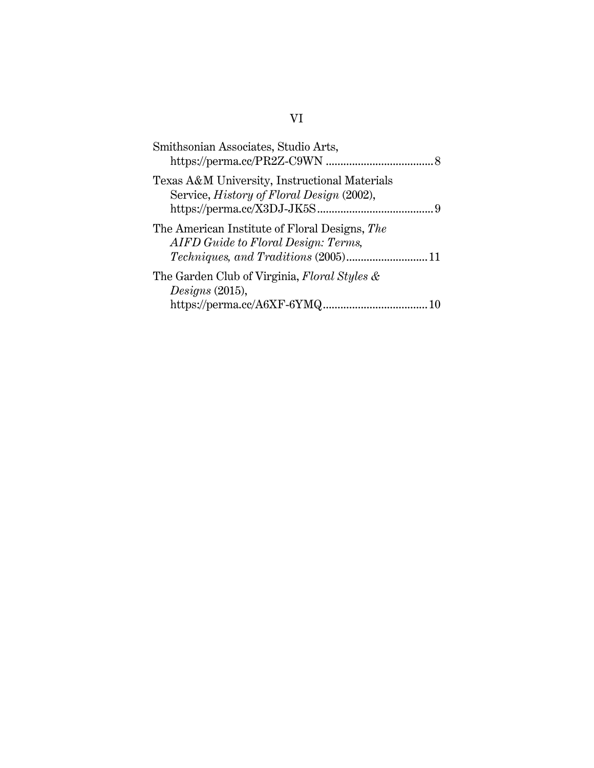Smithsonian Associates, Studio Arts, https://perma.cc/PR2Z-C9WN .................................... 8

Texas A&M University, Instructional Materials Service, *History of Floral Design* (2002), https://perma.cc/X3DJ-JK5S ....................................... 9

The American Institute of Floral Designs, *The AIFD Guide to Floral Design: Terms, Techniques, and Traditions* (2005) ........................... 11

The Garden Club of Virginia, *Floral Styles & Designs* (2015), https://perma.cc/A6XF-6YMQ ................................... 10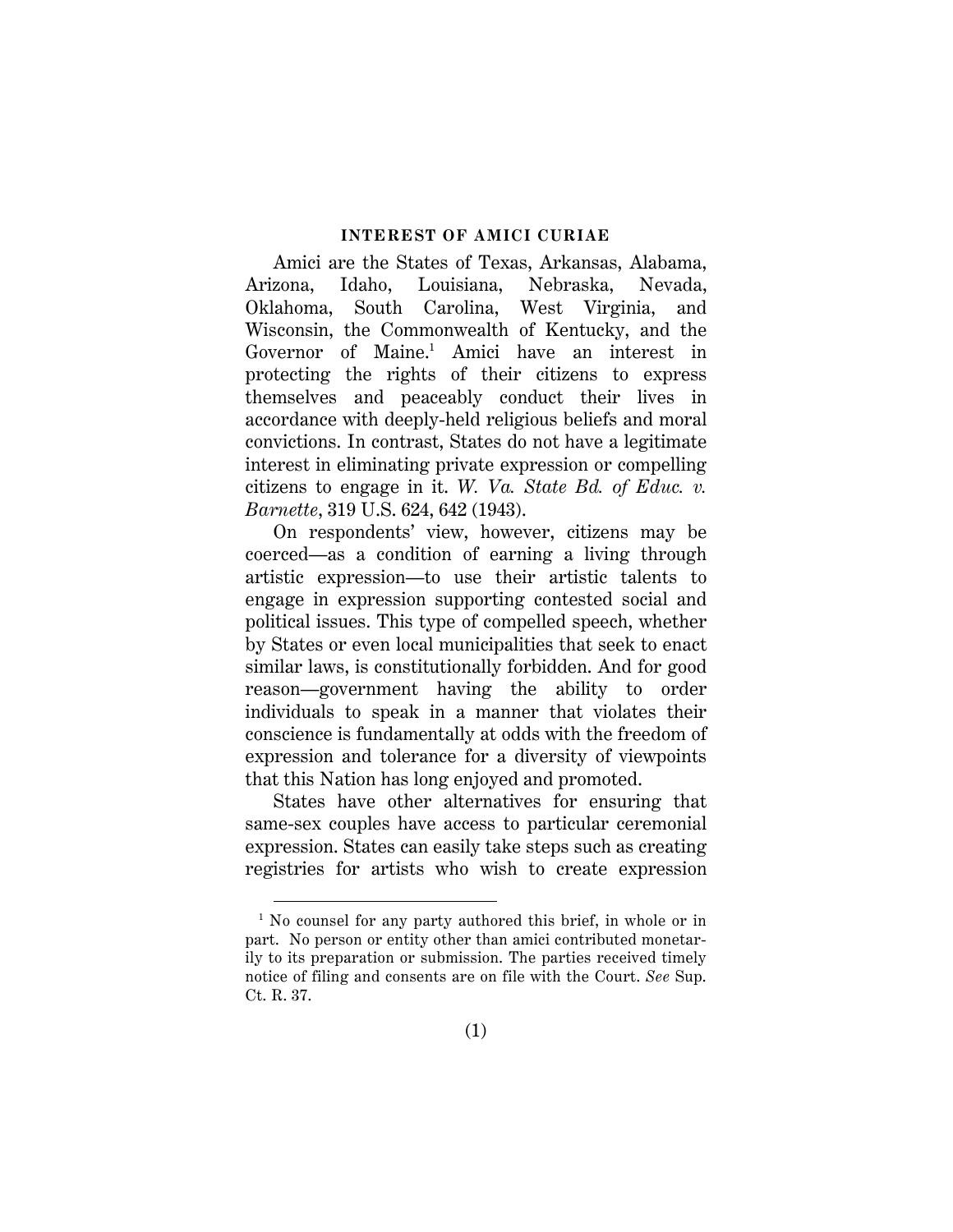## INTEREST OF AMICI CURIAE

Amici are the States of Texas, Arkansas, Alabama, Arizona, Idaho, Louisiana, Nebraska, Nevada, Oklahoma, South Carolina, West Virginia, and Wisconsin, the Commonwealth of Kentucky, and the Governor of Maine.[1] Amici have an interest in protecting the rights of their citizens to express themselves and peaceably conduct their lives in accordance with deeply-held religious beliefs and moral convictions. In contrast, States do not have a legitimate interest in eliminating private expression or compelling citizens to engage in it. *W. Va. State Bd. of Educ. v. Barnette*, 319 U.S. 624, 642 (1943).

On respondents' view, however, citizens may be coerced—as a condition of earning a living through artistic expression—to use their artistic talents to engage in expression supporting contested social and political issues. This type of compelled speech, whether by States or even local municipalities that seek to enact similar laws, is constitutionally forbidden. And for good reason—government having the ability to order individuals to speak in a manner that violates their conscience is fundamentally at odds with the freedom of expression and tolerance for a diversity of viewpoints that this Nation has long enjoyed and promoted.

States have other alternatives for ensuring that same-sex couples have access to particular ceremonial expression. States can easily take steps such as creating registries for artists who wish to create expression

---

[1] No counsel for any party authored this brief, in whole or in part. No person or entity other than amici contributed monetarily to its preparation or submission. The parties received timely notice of filing and consents are on file with the Court. *See* Sup. Ct. R. 37.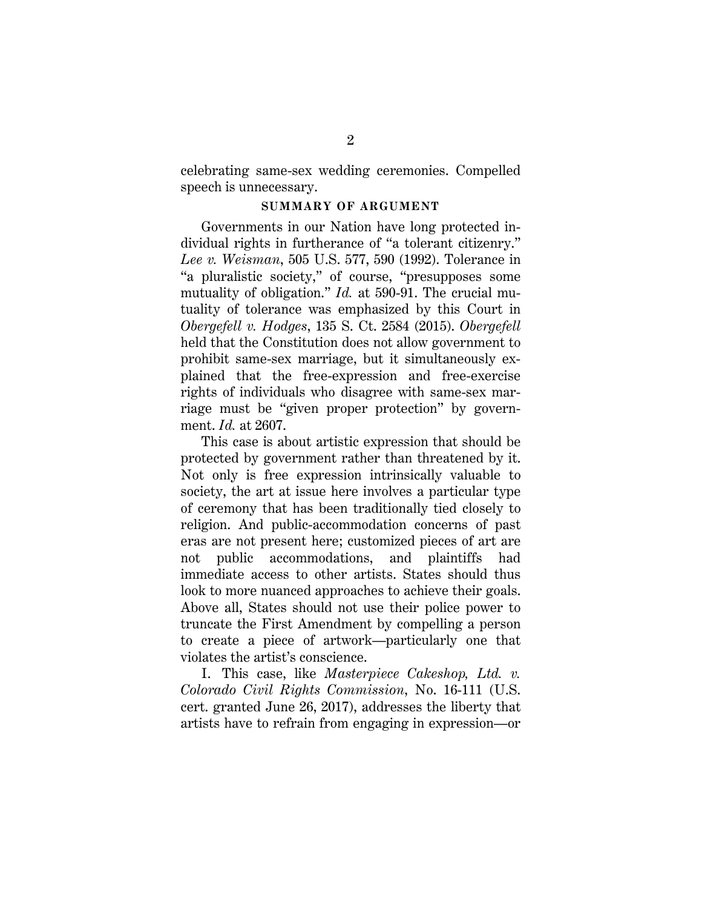celebrating same-sex wedding ceremonies. Compelled speech is unnecessary.

## SUMMARY OF ARGUMENT

Governments in our Nation have long protected individual rights in furtherance of "a tolerant citizenry." *Lee v. Weisman*, 505 U.S. 577, 590 (1992). Tolerance in "a pluralistic society," of course, "presupposes some mutuality of obligation." *Id.* at 590-91. The crucial mutuality of tolerance was emphasized by this Court in *Obergefell v. Hodges*, 135 S. Ct. 2584 (2015). *Obergefell* held that the Constitution does not allow government to prohibit same-sex marriage, but it simultaneously explained that the free-expression and free-exercise rights of individuals who disagree with same-sex marriage must be "given proper protection" by government. *Id.* at 2607.

This case is about artistic expression that should be protected by government rather than threatened by it. Not only is free expression intrinsically valuable to society, the art at issue here involves a particular type of ceremony that has been traditionally tied closely to religion. And public-accommodation concerns of past eras are not present here; customized pieces of art are not public accommodations, and plaintiffs had immediate access to other artists. States should thus look to more nuanced approaches to achieve their goals. Above all, States should not use their police power to truncate the First Amendment by compelling a person to create a piece of artwork—particularly one that violates the artist's conscience.

I. This case, like *Masterpiece Cakeshop, Ltd. v. Colorado Civil Rights Commission*, No. 16-111 (U.S. cert. granted June 26, 2017), addresses the liberty that artists have to refrain from engaging in expression—or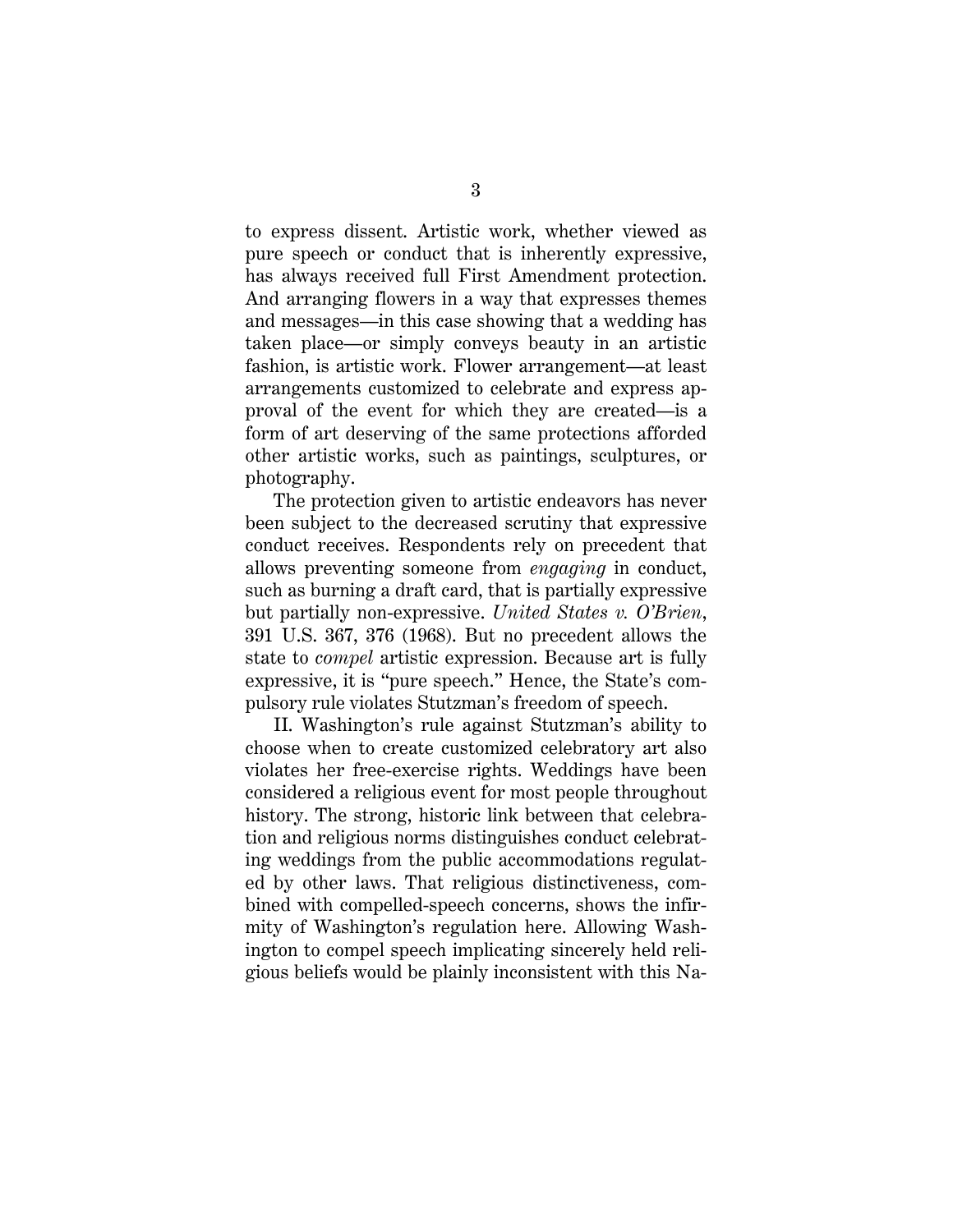to express dissent. Artistic work, whether viewed as pure speech or conduct that is inherently expressive, has always received full First Amendment protection. And arranging flowers in a way that expresses themes and messages—in this case showing that a wedding has taken place—or simply conveys beauty in an artistic fashion, is artistic work. Flower arrangement—at least arrangements customized to celebrate and express approval of the event for which they are created—is a form of art deserving of the same protections afforded other artistic works, such as paintings, sculptures, or photography.

The protection given to artistic endeavors has never been subject to the decreased scrutiny that expressive conduct receives. Respondents rely on precedent that allows preventing someone from *engaging* in conduct, such as burning a draft card, that is partially expressive but partially non-expressive. *United States v. O'Brien*, 391 U.S. 367, 376 (1968). But no precedent allows the state to *compel* artistic expression. Because art is fully expressive, it is "pure speech." Hence, the State's compulsory rule violates Stutzman's freedom of speech.

II. Washington's rule against Stutzman's ability to choose when to create customized celebratory art also violates her free-exercise rights. Weddings have been considered a religious event for most people throughout history. The strong, historic link between that celebration and religious norms distinguishes conduct celebrating weddings from the public accommodations regulated by other laws. That religious distinctiveness, combined with compelled-speech concerns, shows the infirmity of Washington's regulation here. Allowing Washington to compel speech implicating sincerely held religious beliefs would be plainly inconsistent with this Na-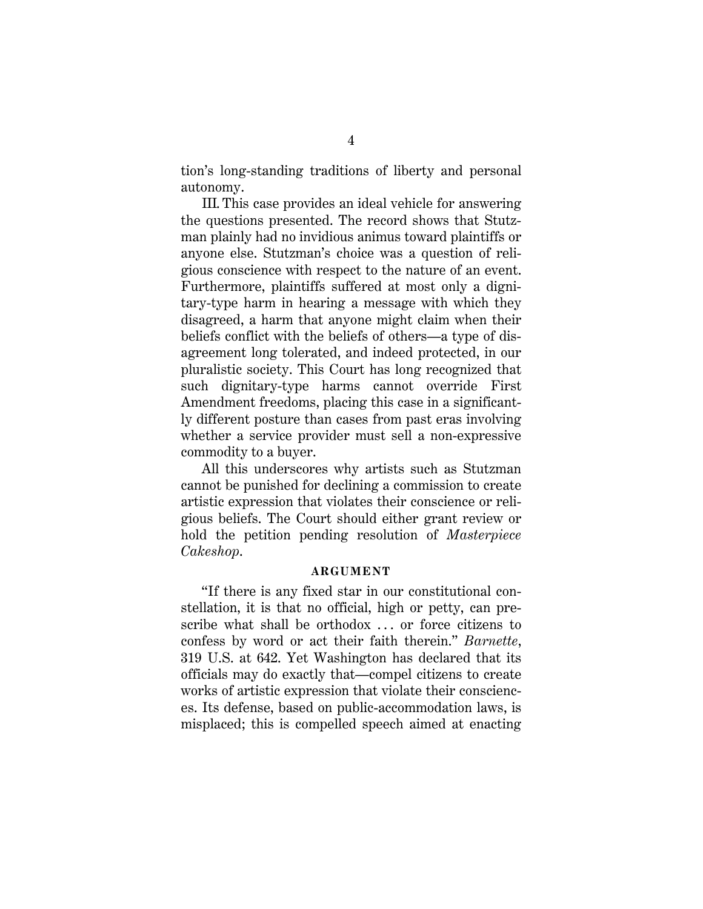tion's long-standing traditions of liberty and personal autonomy.

III. This case provides an ideal vehicle for answering the questions presented. The record shows that Stutzman plainly had no invidious animus toward plaintiffs or anyone else. Stutzman's choice was a question of religious conscience with respect to the nature of an event. Furthermore, plaintiffs suffered at most only a dignitary-type harm in hearing a message with which they disagreed, a harm that anyone might claim when their beliefs conflict with the beliefs of others—a type of disagreement long tolerated, and indeed protected, in our pluralistic society. This Court has long recognized that such dignitary-type harms cannot override First Amendment freedoms, placing this case in a significantly different posture than cases from past eras involving whether a service provider must sell a non-expressive commodity to a buyer.

All this underscores why artists such as Stutzman cannot be punished for declining a commission to create artistic expression that violates their conscience or religious beliefs. The Court should either grant review or hold the petition pending resolution of *Masterpiece Cakeshop*.

## ARGUMENT

"If there is any fixed star in our constitutional constellation, it is that no official, high or petty, can prescribe what shall be orthodox . . . or force citizens to confess by word or act their faith therein." *Barnette*, 319 U.S. at 642. Yet Washington has declared that its officials may do exactly that—compel citizens to create works of artistic expression that violate their consciences. Its defense, based on public-accommodation laws, is misplaced; this is compelled speech aimed at enacting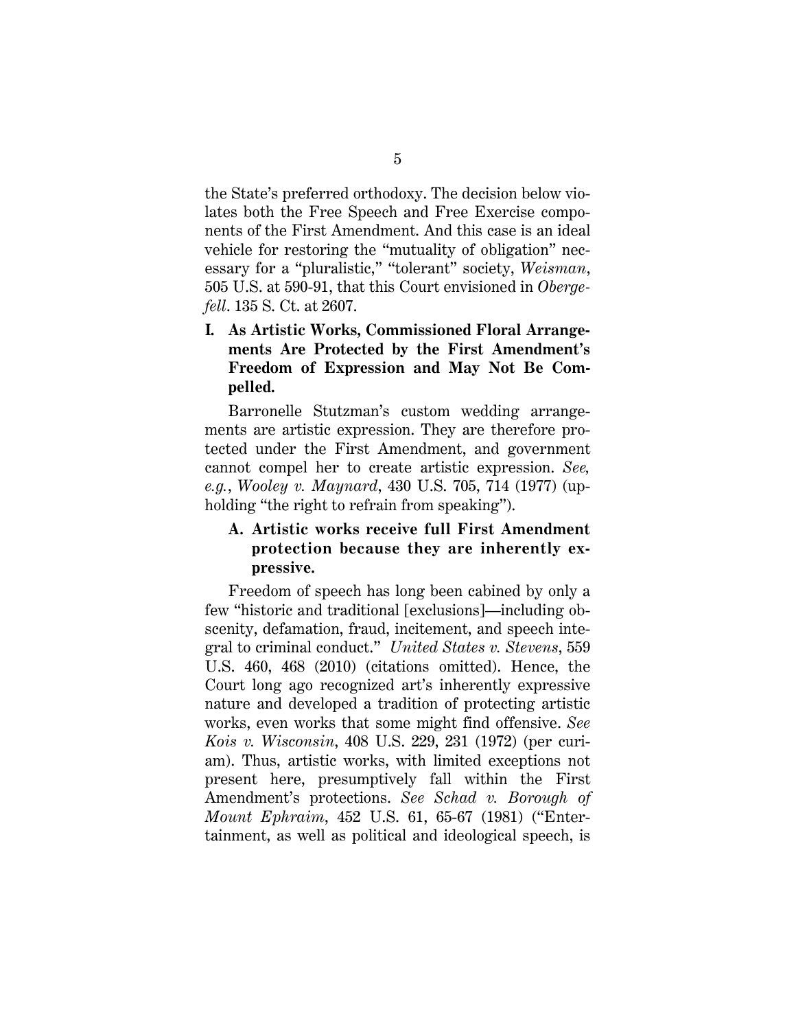the State's preferred orthodoxy. The decision below violates both the Free Speech and Free Exercise components of the First Amendment. And this case is an ideal vehicle for restoring the "mutuality of obligation" necessary for a "pluralistic," "tolerant" society, *Weisman*, 505 U.S. at 590-91, that this Court envisioned in *Obergefell*. 135 S. Ct. at 2607.

## I. As Artistic Works, Commissioned Floral Arrangements Are Protected by the First Amendment's Freedom of Expression and May Not Be Compelled.

Barronelle Stutzman's custom wedding arrangements are artistic expression. They are therefore protected under the First Amendment, and government cannot compel her to create artistic expression. *See, e.g.*, *Wooley v. Maynard*, 430 U.S. 705, 714 (1977) (upholding "the right to refrain from speaking").

### A. Artistic works receive full First Amendment protection because they are inherently expressive.

Freedom of speech has long been cabined by only a few "historic and traditional [exclusions]—including obscenity, defamation, fraud, incitement, and speech integral to criminal conduct." *United States v. Stevens*, 559 U.S. 460, 468 (2010) (citations omitted). Hence, the Court long ago recognized art's inherently expressive nature and developed a tradition of protecting artistic works, even works that some might find offensive. *See Kois v. Wisconsin*, 408 U.S. 229, 231 (1972) (per curiam). Thus, artistic works, with limited exceptions not present here, presumptively fall within the First Amendment's protections. *See Schad v. Borough of Mount Ephraim*, 452 U.S. 61, 65-67 (1981) ("Entertainment, as well as political and ideological speech, is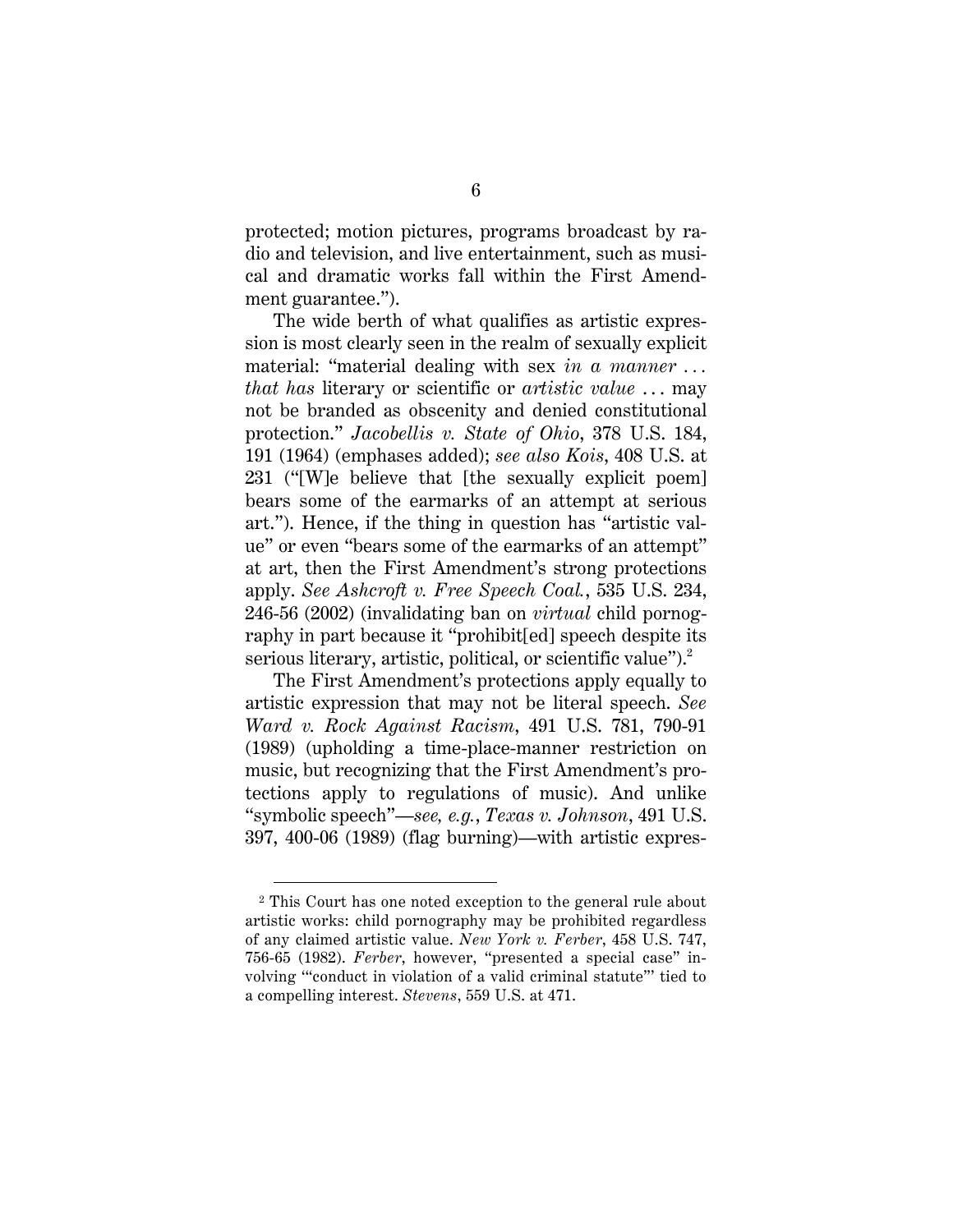protected; motion pictures, programs broadcast by radio and television, and live entertainment, such as musical and dramatic works fall within the First Amendment guarantee.").

The wide berth of what qualifies as artistic expression is most clearly seen in the realm of sexually explicit material: "material dealing with sex *in a manner* . . . *that has* literary or scientific or *artistic value* . . . may not be branded as obscenity and denied constitutional protection." *Jacobellis v. State of Ohio*, 378 U.S. 184, 191 (1964) (emphases added); *see also Kois*, 408 U.S. at 231 ("[W]e believe that [the sexually explicit poem] bears some of the earmarks of an attempt at serious art."). Hence, if the thing in question has "artistic value" or even "bears some of the earmarks of an attempt" at art, then the First Amendment's strong protections apply. *See Ashcroft v. Free Speech Coal.*, 535 U.S. 234, 246-56 (2002) (invalidating ban on *virtual* child pornography in part because it "prohibit[ed] speech despite its serious literary, artistic, political, or scientific value").[2]

The First Amendment's protections apply equally to artistic expression that may not be literal speech. *See Ward v. Rock Against Racism*, 491 U.S. 781, 790-91 (1989) (upholding a time-place-manner restriction on music, but recognizing that the First Amendment's protections apply to regulations of music). And unlike "symbolic speech"—*see, e.g.*, *Texas v. Johnson*, 491 U.S. 397, 400-06 (1989) (flag burning)—with artistic expres-

[2] This Court has one noted exception to the general rule about artistic works: child pornography may be prohibited regardless of any claimed artistic value. *New York v. Ferber*, 458 U.S. 747, 756-65 (1982). *Ferber*, however, "presented a special case" involving "'conduct in violation of a valid criminal statute'" tied to a compelling interest. *Stevens*, 559 U.S. at 471.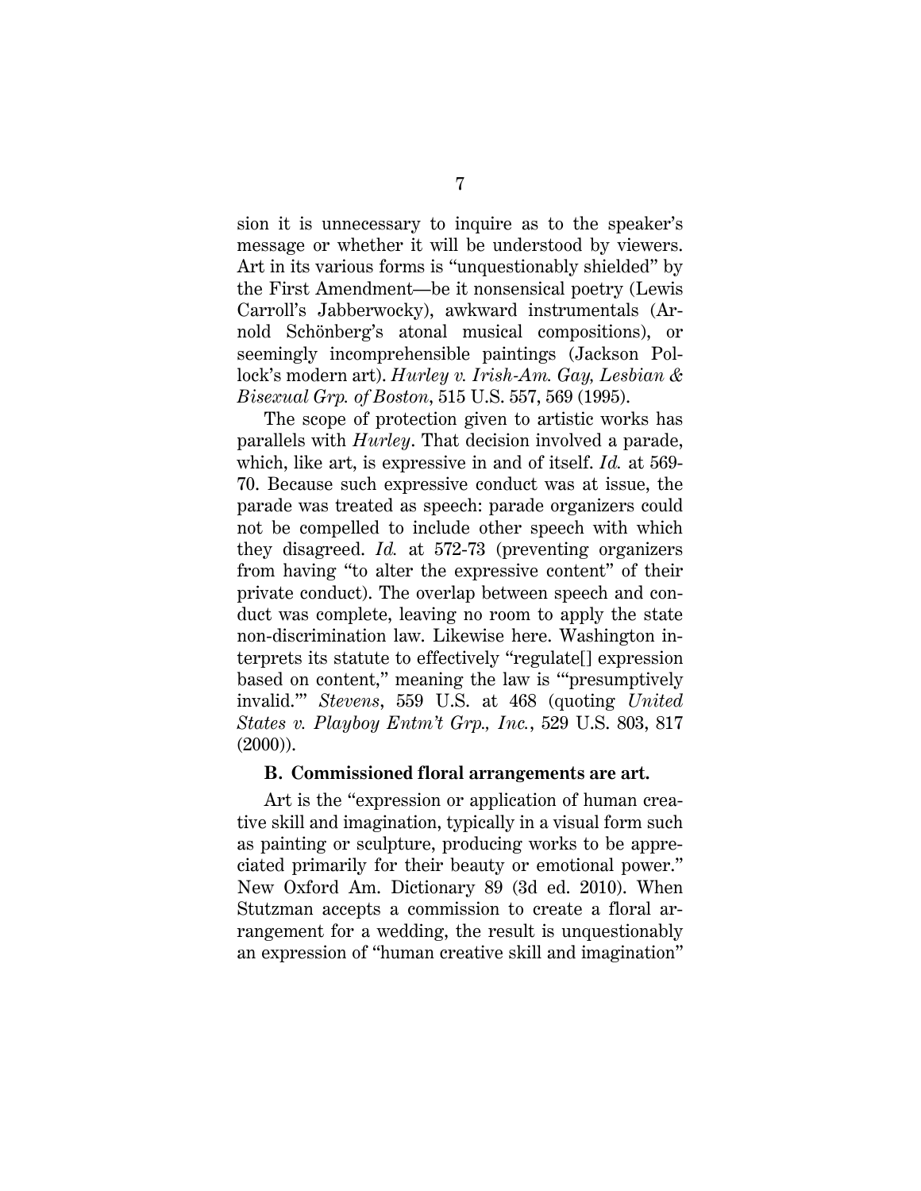sion it is unnecessary to inquire as to the speaker's message or whether it will be understood by viewers. Art in its various forms is "unquestionably shielded" by the First Amendment—be it nonsensical poetry (Lewis Carroll's Jabberwocky), awkward instrumentals (Arnold Schönberg's atonal musical compositions), or seemingly incomprehensible paintings (Jackson Pollock's modern art). *Hurley v. Irish-Am. Gay, Lesbian & Bisexual Grp. of Boston*, 515 U.S. 557, 569 (1995).

The scope of protection given to artistic works has parallels with *Hurley*. That decision involved a parade, which, like art, is expressive in and of itself. *Id.* at 569-70. Because such expressive conduct was at issue, the parade was treated as speech: parade organizers could not be compelled to include other speech with which they disagreed. *Id.* at 572-73 (preventing organizers from having "to alter the expressive content" of their private conduct). The overlap between speech and conduct was complete, leaving no room to apply the state non-discrimination law. Likewise here. Washington interprets its statute to effectively "regulate[] expression based on content," meaning the law is "'presumptively invalid.'" *Stevens*, 559 U.S. at 468 (quoting *United States v. Playboy Entm't Grp., Inc.*, 529 U.S. 803, 817 (2000)).

### B. Commissioned floral arrangements are art.

Art is the "expression or application of human creative skill and imagination, typically in a visual form such as painting or sculpture, producing works to be appreciated primarily for their beauty or emotional power." New Oxford Am. Dictionary 89 (3d ed. 2010). When Stutzman accepts a commission to create a floral arrangement for a wedding, the result is unquestionably an expression of "human creative skill and imagination"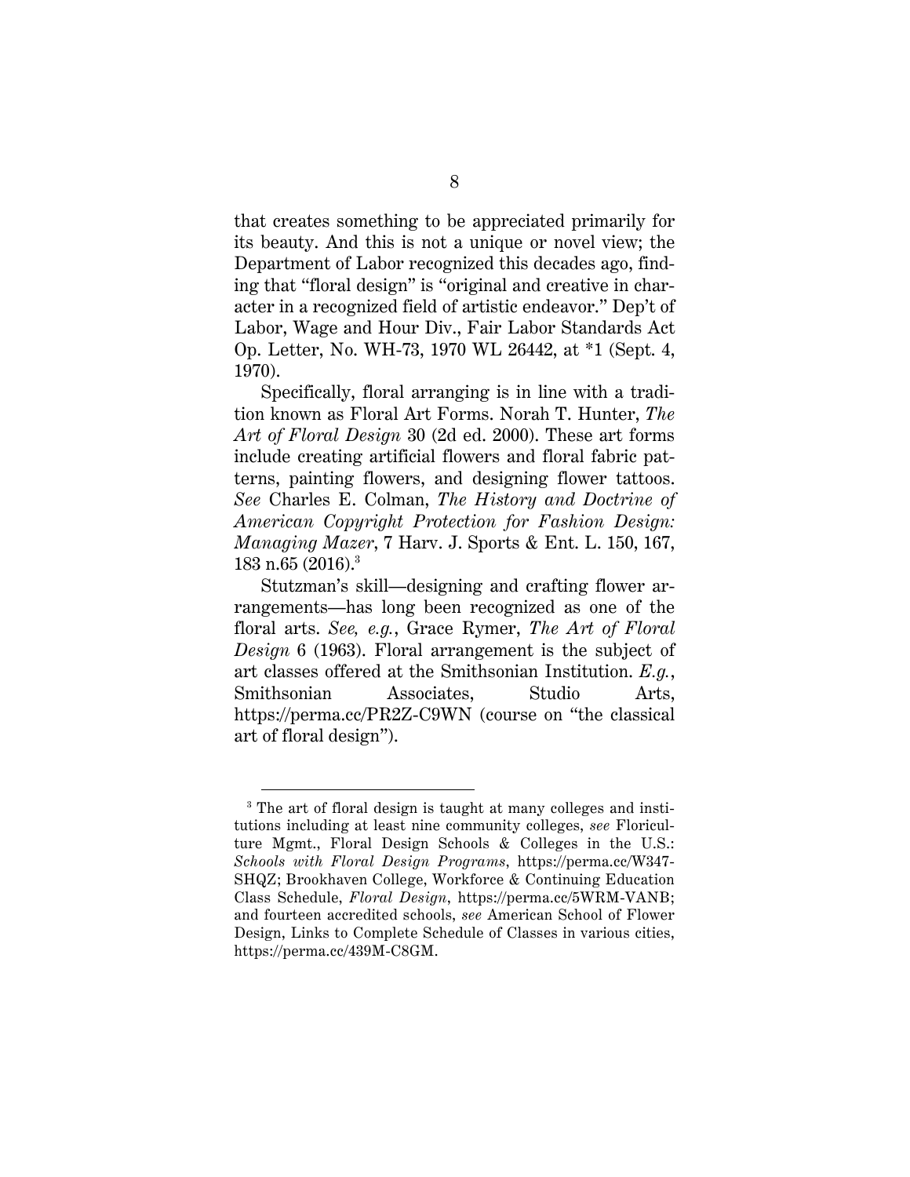that creates something to be appreciated primarily for its beauty. And this is not a unique or novel view; the Department of Labor recognized this decades ago, finding that "floral design" is "original and creative in character in a recognized field of artistic endeavor." Dep't of Labor, Wage and Hour Div., Fair Labor Standards Act Op. Letter, No. WH-73, 1970 WL 26442, at *1 (Sept. 4, 1970).

Specifically, floral arranging is in line with a tradition known as Floral Art Forms. Norah T. Hunter, *The Art of Floral Design* 30 (2d ed. 2000). These art forms include creating artificial flowers and floral fabric patterns, painting flowers, and designing flower tattoos. *See* Charles E. Colman, *The History and Doctrine of American Copyright Protection for Fashion Design: Managing Mazer*, 7 Harv. J. Sports & Ent. L. 150, 167, 183 n.65 (2016).[3]

Stutzman's skill—designing and crafting flower arrangements—has long been recognized as one of the floral arts. *See, e.g.*, Grace Rymer, *The Art of Floral Design* 6 (1963). Floral arrangement is the subject of art classes offered at the Smithsonian Institution. *E.g.*, Smithsonian Associates, Studio Arts, https://perma.cc/PR2Z-C9WN (course on "the classical art of floral design").

---

[3] The art of floral design is taught at many colleges and institutions including at least nine community colleges, *see* Floriculture Mgmt., Floral Design Schools & Colleges in the U.S.: *Schools with Floral Design Programs*, https://perma.cc/W347-SHQZ; Brookhaven College, Workforce & Continuing Education Class Schedule, *Floral Design*, https://perma.cc/5WRM-VANB; and fourteen accredited schools, *see* American School of Flower Design, Links to Complete Schedule of Classes in various cities, https://perma.cc/439M-C8GM.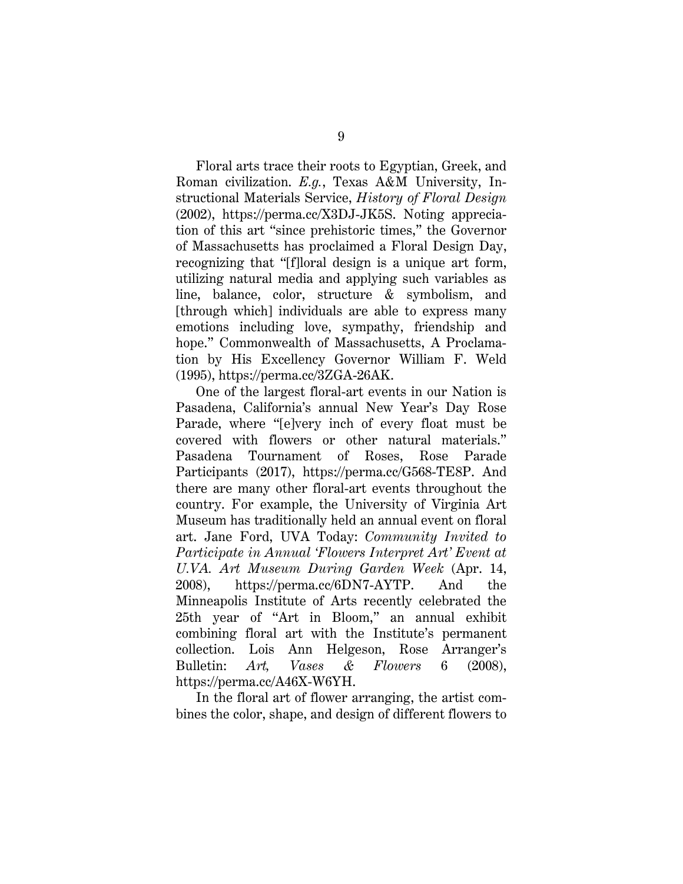Floral arts trace their roots to Egyptian, Greek, and Roman civilization. *E.g.*, Texas A&M University, Instructional Materials Service, *History of Floral Design* (2002), https://perma.cc/X3DJ-JK5S. Noting appreciation of this art "since prehistoric times," the Governor of Massachusetts has proclaimed a Floral Design Day, recognizing that "[f]loral design is a unique art form, utilizing natural media and applying such variables as line, balance, color, structure & symbolism, and [through which] individuals are able to express many emotions including love, sympathy, friendship and hope." Commonwealth of Massachusetts, A Proclamation by His Excellency Governor William F. Weld (1995), https://perma.cc/3ZGA-26AK.

One of the largest floral-art events in our Nation is Pasadena, California's annual New Year's Day Rose Parade, where "[e]very inch of every float must be covered with flowers or other natural materials." Pasadena Tournament of Roses, Rose Parade Participants (2017), https://perma.cc/G568-TE8P. And there are many other floral-art events throughout the country. For example, the University of Virginia Art Museum has traditionally held an annual event on floral art. Jane Ford, UVA Today: *Community Invited to Participate in Annual 'Flowers Interpret Art' Event at U.VA. Art Museum During Garden Week* (Apr. 14, 2008), https://perma.cc/6DN7-AYTP. And the Minneapolis Institute of Arts recently celebrated the 25th year of "Art in Bloom," an annual exhibit combining floral art with the Institute's permanent collection. Lois Ann Helgeson, Rose Arranger's Bulletin: *Art, Vases & Flowers* 6 (2008), https://perma.cc/A46X-W6YH.

In the floral art of flower arranging, the artist combines the color, shape, and design of different flowers to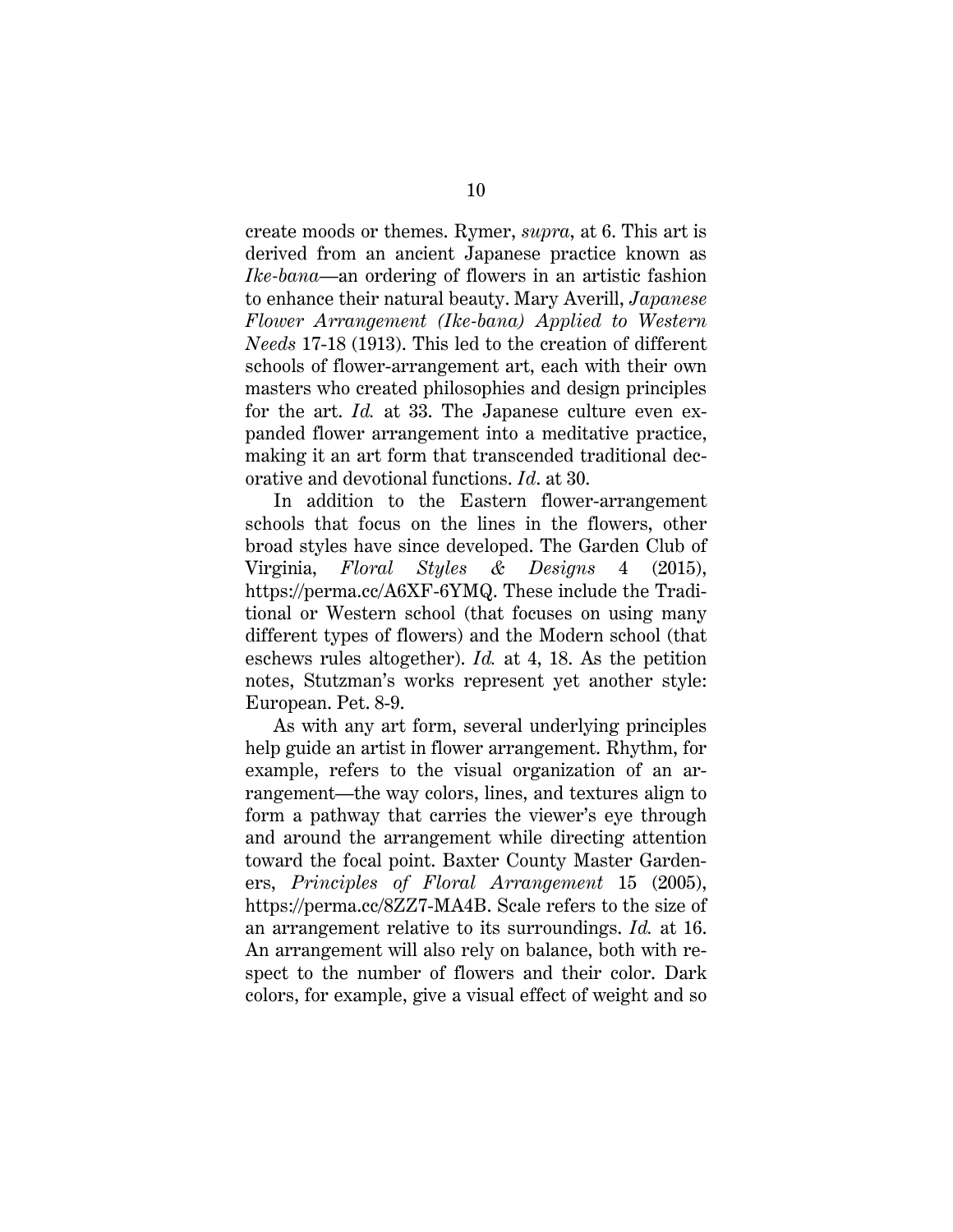create moods or themes. Rymer, *supra*, at 6. This art is derived from an ancient Japanese practice known as *Ike-bana*—an ordering of flowers in an artistic fashion to enhance their natural beauty. Mary Averill, *Japanese Flower Arrangement (Ike-bana) Applied to Western Needs* 17-18 (1913). This led to the creation of different schools of flower-arrangement art, each with their own masters who created philosophies and design principles for the art. *Id.* at 33. The Japanese culture even expanded flower arrangement into a meditative practice, making it an art form that transcended traditional decorative and devotional functions. *Id*. at 30.

In addition to the Eastern flower-arrangement schools that focus on the lines in the flowers, other broad styles have since developed. The Garden Club of Virginia, *Floral Styles & Designs* 4 (2015), https://perma.cc/A6XF-6YMQ. These include the Traditional or Western school (that focuses on using many different types of flowers) and the Modern school (that eschews rules altogether). *Id.* at 4, 18. As the petition notes, Stutzman's works represent yet another style: European. Pet. 8-9.

As with any art form, several underlying principles help guide an artist in flower arrangement. Rhythm, for example, refers to the visual organization of an arrangement—the way colors, lines, and textures align to form a pathway that carries the viewer's eye through and around the arrangement while directing attention toward the focal point. Baxter County Master Gardeners, *Principles of Floral Arrangement* 15 (2005), https://perma.cc/8ZZ7-MA4B. Scale refers to the size of an arrangement relative to its surroundings. *Id.* at 16. An arrangement will also rely on balance, both with respect to the number of flowers and their color. Dark colors, for example, give a visual effect of weight and so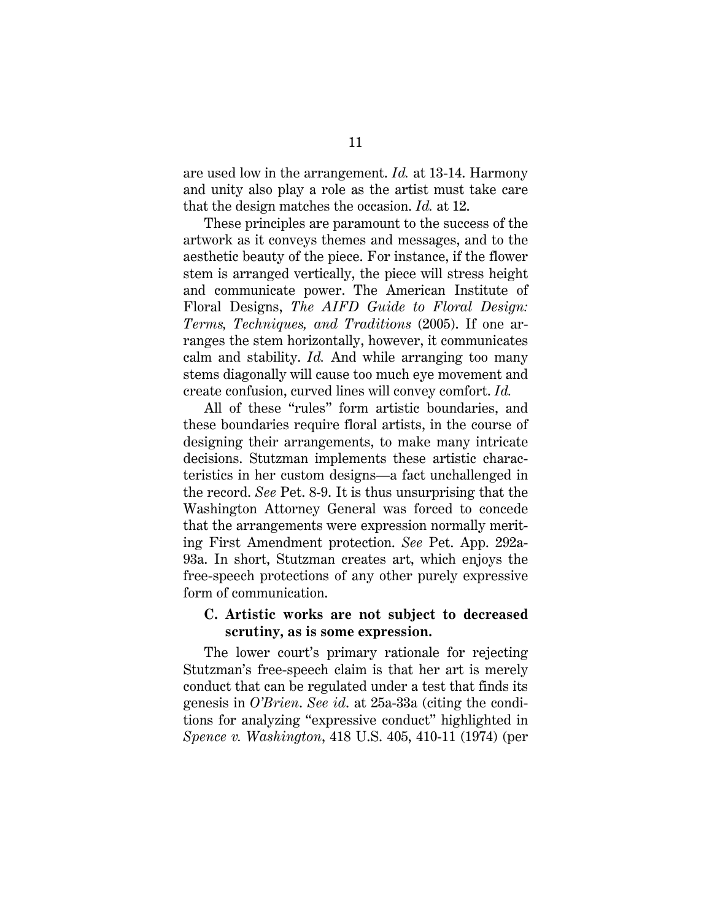are used low in the arrangement. *Id.* at 13-14. Harmony and unity also play a role as the artist must take care that the design matches the occasion. *Id.* at 12.

These principles are paramount to the success of the artwork as it conveys themes and messages, and to the aesthetic beauty of the piece. For instance, if the flower stem is arranged vertically, the piece will stress height and communicate power. The American Institute of Floral Designs, *The AIFD Guide to Floral Design: Terms, Techniques, and Traditions* (2005). If one arranges the stem horizontally, however, it communicates calm and stability. *Id.* And while arranging too many stems diagonally will cause too much eye movement and create confusion, curved lines will convey comfort. *Id.*

All of these "rules" form artistic boundaries, and these boundaries require floral artists, in the course of designing their arrangements, to make many intricate decisions. Stutzman implements these artistic characteristics in her custom designs—a fact unchallenged in the record. *See* Pet. 8-9. It is thus unsurprising that the Washington Attorney General was forced to concede that the arrangements were expression normally meriting First Amendment protection. *See* Pet. App. 292a-93a. In short, Stutzman creates art, which enjoys the free-speech protections of any other purely expressive form of communication.

### C. Artistic works are not subject to decreased scrutiny, as is some expression.

The lower court's primary rationale for rejecting Stutzman's free-speech claim is that her art is merely conduct that can be regulated under a test that finds its genesis in *O'Brien*. *See id.* at 25a-33a (citing the conditions for analyzing "expressive conduct" highlighted in *Spence v. Washington*, 418 U.S. 405, 410-11 (1974) (per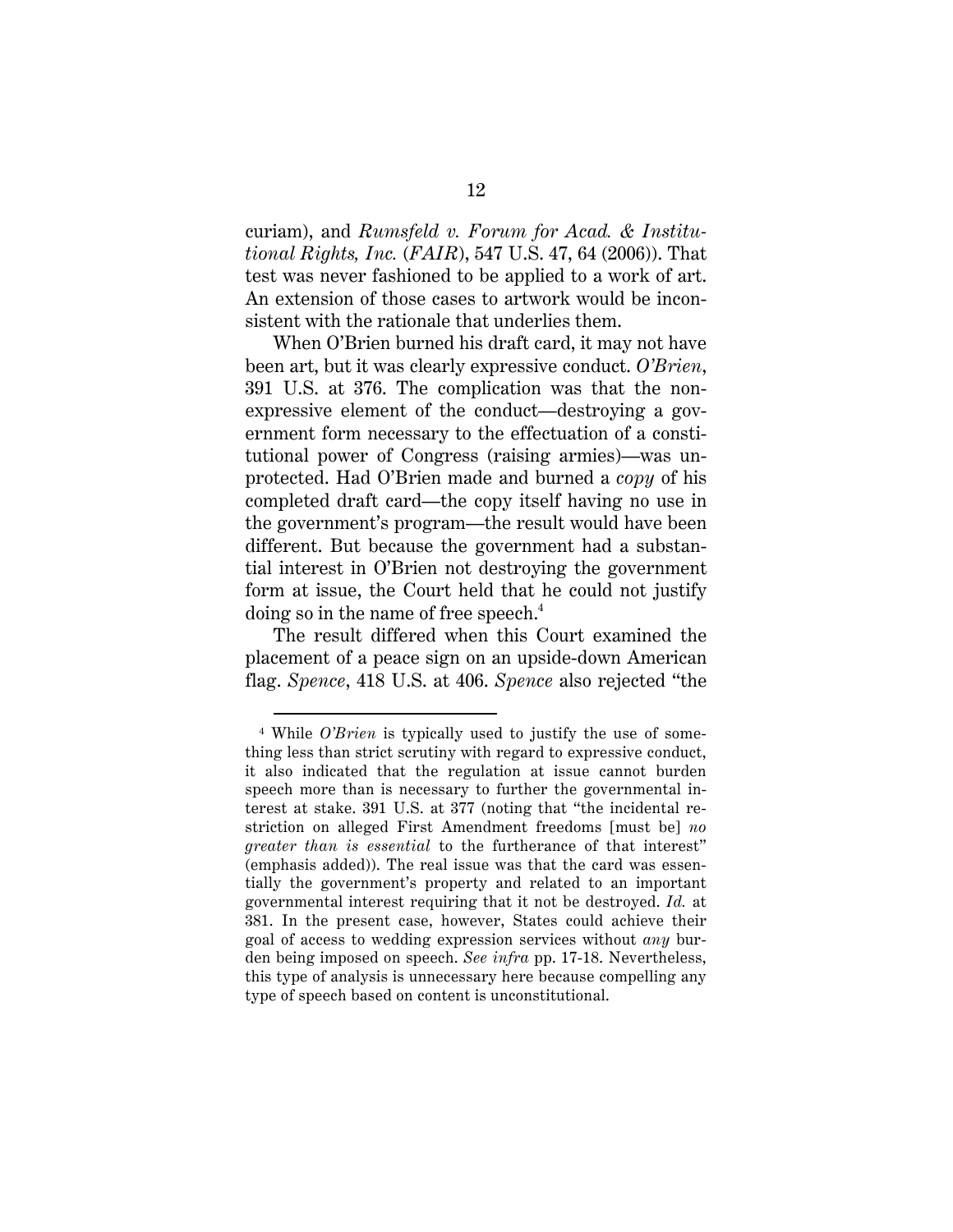curiam), and *Rumsfeld v. Forum for Acad. & Institutional Rights, Inc.* (*FAIR*), 547 U.S. 47, 64 (2006)). That test was never fashioned to be applied to a work of art. An extension of those cases to artwork would be inconsistent with the rationale that underlies them.

When O'Brien burned his draft card, it may not have been art, but it was clearly expressive conduct. *O'Brien*, 391 U.S. at 376. The complication was that the non-expressive element of the conduct—destroying a government form necessary to the effectuation of a constitutional power of Congress (raising armies)—was unprotected. Had O'Brien made and burned a *copy* of his completed draft card—the copy itself having no use in the government's program—the result would have been different. But because the government had a substantial interest in O'Brien not destroying the government form at issue, the Court held that he could not justify doing so in the name of free speech.[4]

The result differed when this Court examined the placement of a peace sign on an upside-down American flag. *Spence*, 418 U.S. at 406. *Spence* also rejected "the

---

[4] While *O'Brien* is typically used to justify the use of something less than strict scrutiny with regard to expressive conduct, it also indicated that the regulation at issue cannot burden speech more than is necessary to further the governmental interest at stake. 391 U.S. at 377 (noting that "the incidental restriction on alleged First Amendment freedoms [must be] *no greater than is essential* to the furtherance of that interest" (emphasis added)). The real issue was that the card was essentially the government's property and related to an important governmental interest requiring that it not be destroyed. *Id.* at 381. In the present case, however, States could achieve their goal of access to wedding expression services without *any* burden being imposed on speech. *See infra* pp. 17-18. Nevertheless, this type of analysis is unnecessary here because compelling any type of speech based on content is unconstitutional.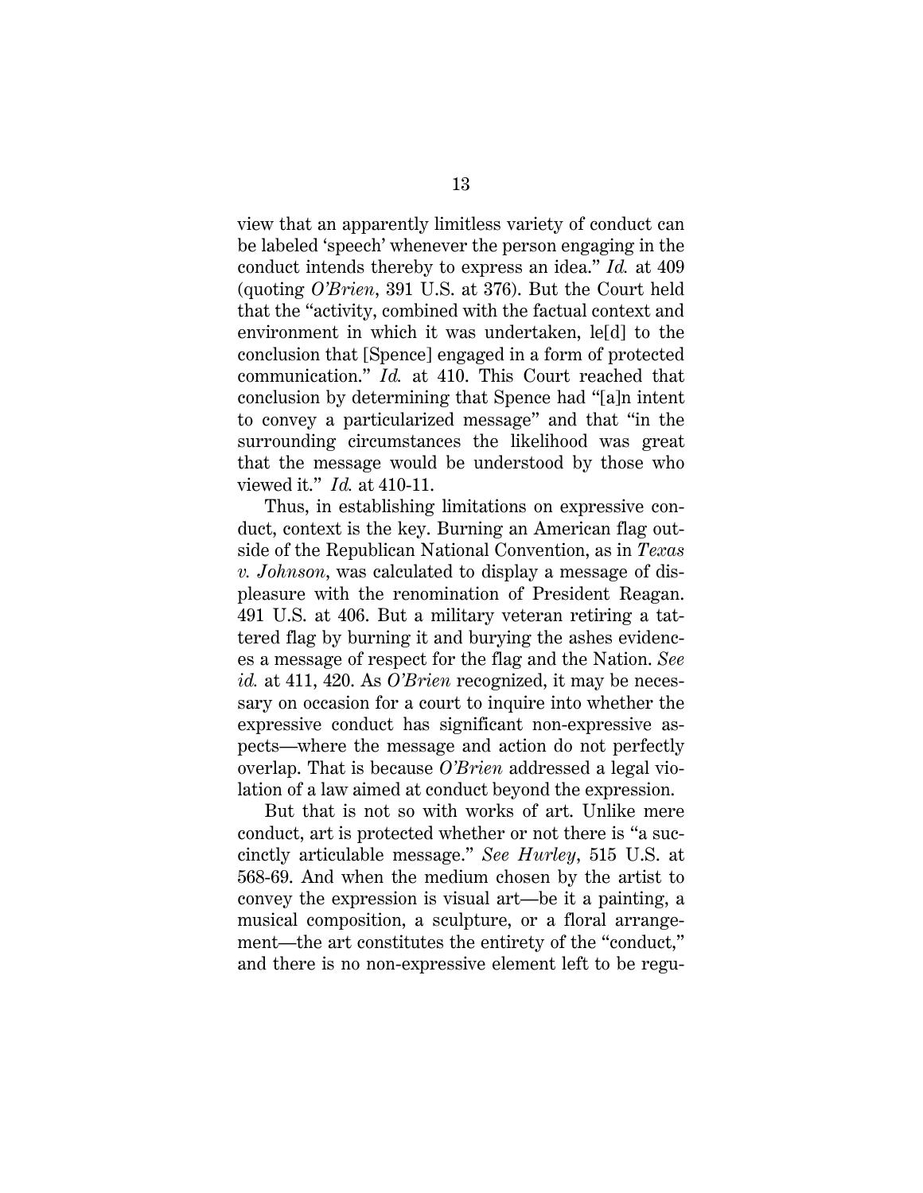view that an apparently limitless variety of conduct can be labeled 'speech' whenever the person engaging in the conduct intends thereby to express an idea." *Id.* at 409 (quoting *O'Brien*, 391 U.S. at 376). But the Court held that the "activity, combined with the factual context and environment in which it was undertaken, le[d] to the conclusion that [Spence] engaged in a form of protected communication." *Id.* at 410. This Court reached that conclusion by determining that Spence had "[a]n intent to convey a particularized message" and that "in the surrounding circumstances the likelihood was great that the message would be understood by those who viewed it." *Id.* at 410-11.

Thus, in establishing limitations on expressive conduct, context is the key. Burning an American flag outside of the Republican National Convention, as in *Texas v. Johnson*, was calculated to display a message of displeasure with the renomination of President Reagan. 491 U.S. at 406. But a military veteran retiring a tattered flag by burning it and burying the ashes evidences a message of respect for the flag and the Nation. *See id.* at 411, 420. As *O'Brien* recognized, it may be necessary on occasion for a court to inquire into whether the expressive conduct has significant non-expressive aspects—where the message and action do not perfectly overlap. That is because *O'Brien* addressed a legal violation of a law aimed at conduct beyond the expression.

But that is not so with works of art. Unlike mere conduct, art is protected whether or not there is "a succinctly articulable message." *See Hurley*, 515 U.S. at 568-69. And when the medium chosen by the artist to convey the expression is visual art—be it a painting, a musical composition, a sculpture, or a floral arrangement—the art constitutes the entirety of the "conduct," and there is no non-expressive element left to be regu-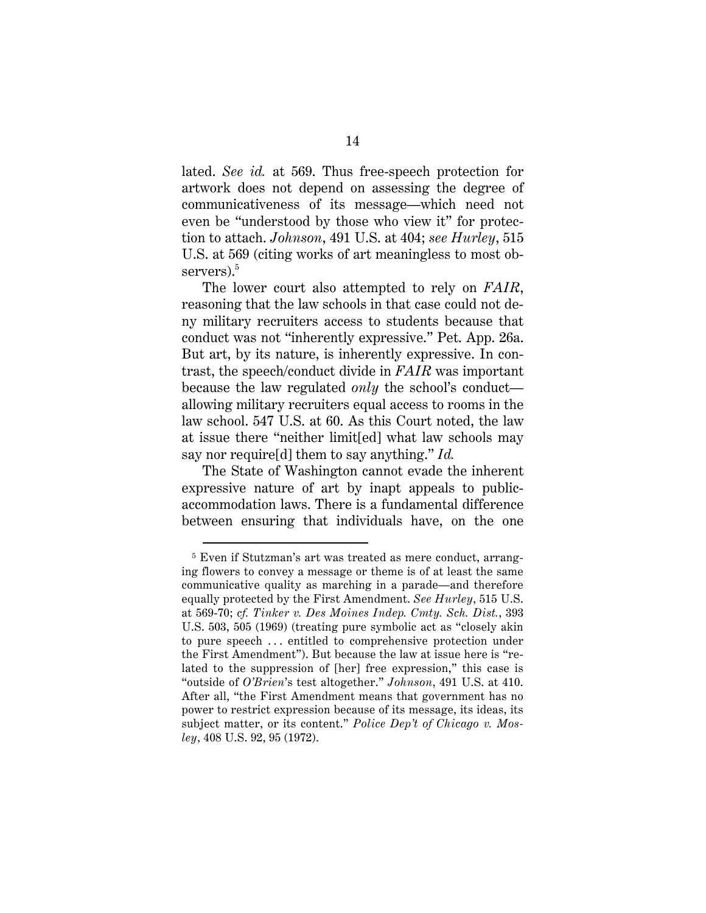lated. *See id.* at 569. Thus free-speech protection for artwork does not depend on assessing the degree of communicativeness of its message—which need not even be "understood by those who view it" for protection to attach. *Johnson*, 491 U.S. at 404; *see Hurley*, 515 U.S. at 569 (citing works of art meaningless to most observers).[5]

The lower court also attempted to rely on *FAIR*, reasoning that the law schools in that case could not deny military recruiters access to students because that conduct was not "inherently expressive." Pet. App. 26a. But art, by its nature, is inherently expressive. In contrast, the speech/conduct divide in *FAIR* was important because the law regulated *only* the school's conduct—allowing military recruiters equal access to rooms in the law school. 547 U.S. at 60. As this Court noted, the law at issue there "neither limit[ed] what law schools may say nor require[d] them to say anything." *Id.*

The State of Washington cannot evade the inherent expressive nature of art by inapt appeals to public-accommodation laws. There is a fundamental difference between ensuring that individuals have, on the one

---

[5] Even if Stutzman's art was treated as mere conduct, arranging flowers to convey a message or theme is of at least the same communicative quality as marching in a parade—and therefore equally protected by the First Amendment. *See Hurley*, 515 U.S. at 569-70; *cf. Tinker v. Des Moines Indep. Cmty. Sch. Dist.*, 393 U.S. 503, 505 (1969) (treating pure symbolic act as "closely akin to pure speech . . . entitled to comprehensive protection under the First Amendment"). But because the law at issue here is "related to the suppression of [her] free expression," this case is "outside of *O'Brien*'s test altogether." *Johnson*, 491 U.S. at 410. After all, "the First Amendment means that government has no power to restrict expression because of its message, its ideas, its subject matter, or its content." *Police Dep't of Chicago v. Mosley*, 408 U.S. 92, 95 (1972).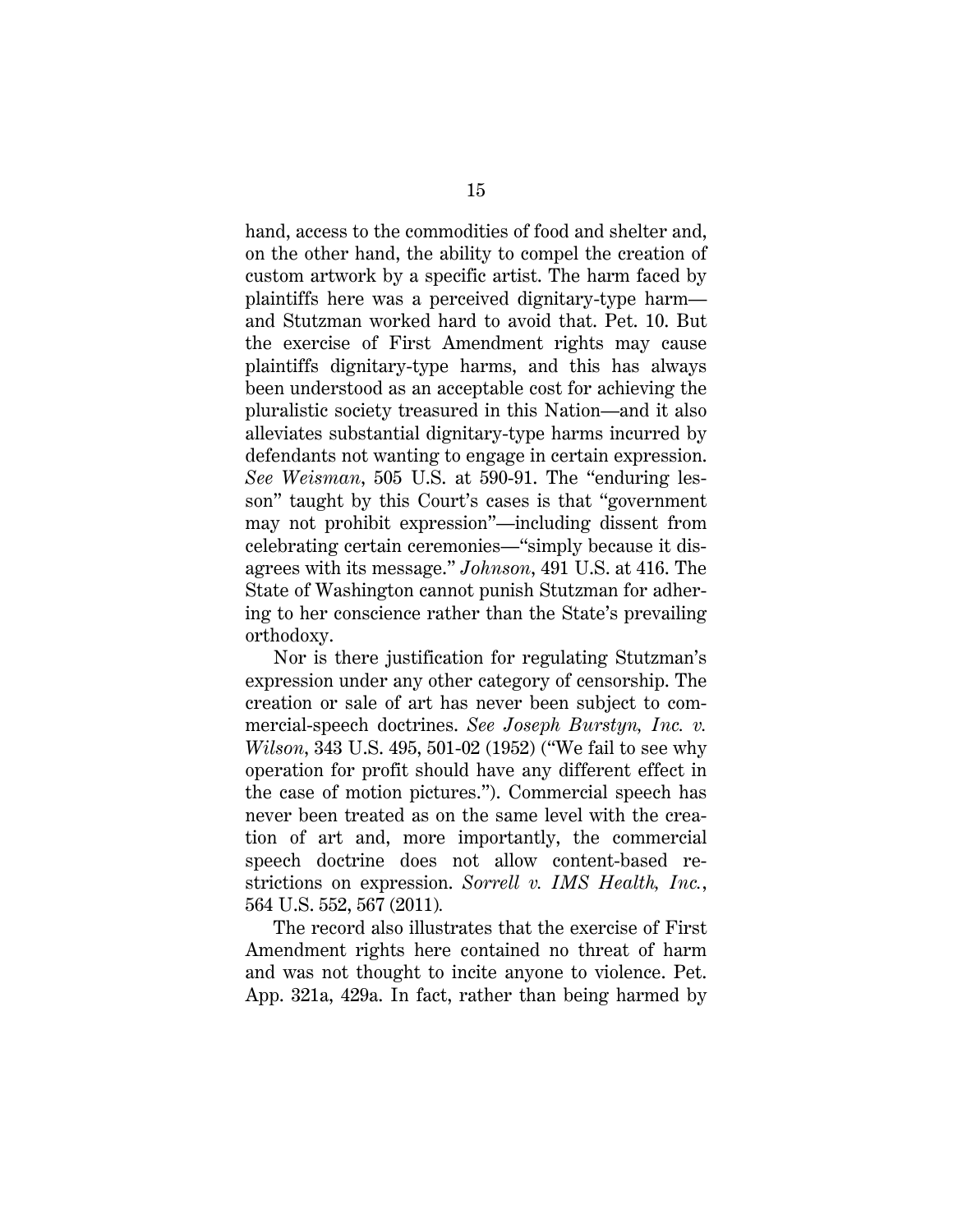hand, access to the commodities of food and shelter and, on the other hand, the ability to compel the creation of custom artwork by a specific artist. The harm faced by plaintiffs here was a perceived dignitary-type harm—and Stutzman worked hard to avoid that. Pet. 10. But the exercise of First Amendment rights may cause plaintiffs dignitary-type harms, and this has always been understood as an acceptable cost for achieving the pluralistic society treasured in this Nation—and it also alleviates substantial dignitary-type harms incurred by defendants not wanting to engage in certain expression. *See Weisman*, 505 U.S. at 590-91. The "enduring lesson" taught by this Court's cases is that "government may not prohibit expression"—including dissent from celebrating certain ceremonies—"simply because it disagrees with its message." *Johnson*, 491 U.S. at 416. The State of Washington cannot punish Stutzman for adhering to her conscience rather than the State's prevailing orthodoxy.

Nor is there justification for regulating Stutzman's expression under any other category of censorship. The creation or sale of art has never been subject to commercial-speech doctrines. *See Joseph Burstyn, Inc. v. Wilson*, 343 U.S. 495, 501-02 (1952) ("We fail to see why operation for profit should have any different effect in the case of motion pictures."). Commercial speech has never been treated as on the same level with the creation of art and, more importantly, the commercial speech doctrine does not allow content-based restrictions on expression. *Sorrell v. IMS Health, Inc.*, 564 U.S. 552, 567 (2011).

The record also illustrates that the exercise of First Amendment rights here contained no threat of harm and was not thought to incite anyone to violence. Pet. App. 321a, 429a. In fact, rather than being harmed by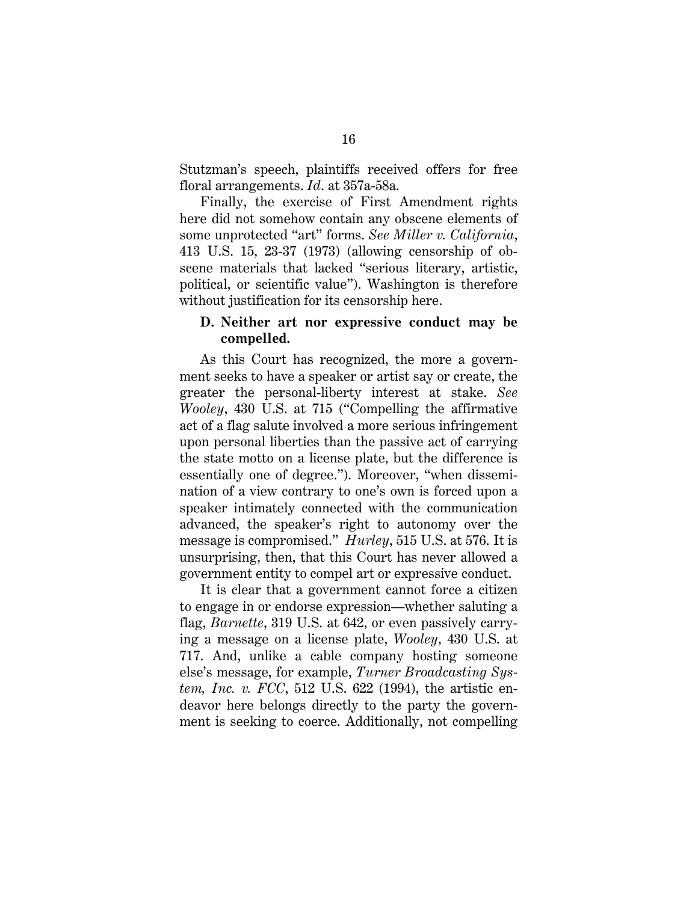Stutzman's speech, plaintiffs received offers for free floral arrangements. *Id*. at 357a-58a.

Finally, the exercise of First Amendment rights here did not somehow contain any obscene elements of some unprotected "art" forms. *See Miller v. California*, 413 U.S. 15, 23-37 (1973) (allowing censorship of obscene materials that lacked "serious literary, artistic, political, or scientific value"). Washington is therefore without justification for its censorship here.

### D. Neither art nor expressive conduct may be compelled.

As this Court has recognized, the more a government seeks to have a speaker or artist say or create, the greater the personal-liberty interest at stake. *See Wooley*, 430 U.S. at 715 ("Compelling the affirmative act of a flag salute involved a more serious infringement upon personal liberties than the passive act of carrying the state motto on a license plate, but the difference is essentially one of degree."). Moreover, "when dissemination of a view contrary to one's own is forced upon a speaker intimately connected with the communication advanced, the speaker's right to autonomy over the message is compromised." *Hurley*, 515 U.S. at 576. It is unsurprising, then, that this Court has never allowed a government entity to compel art or expressive conduct.

It is clear that a government cannot force a citizen to engage in or endorse expression—whether saluting a flag, *Barnette*, 319 U.S. at 642, or even passively carrying a message on a license plate, *Wooley*, 430 U.S. at 717. And, unlike a cable company hosting someone else's message, for example, *Turner Broadcasting System, Inc. v. FCC*, 512 U.S. 622 (1994), the artistic endeavor here belongs directly to the party the government is seeking to coerce. Additionally, not compelling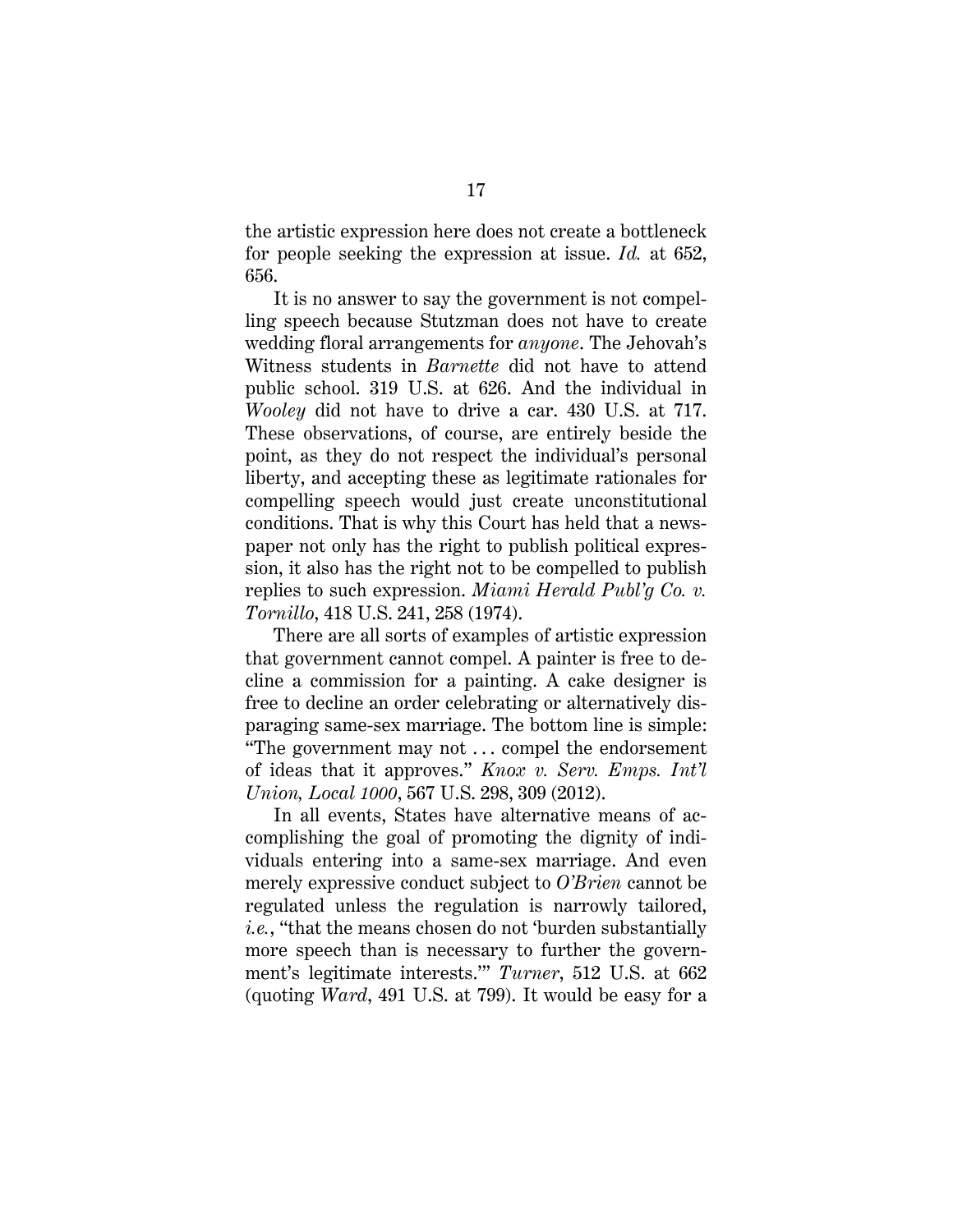the artistic expression here does not create a bottleneck for people seeking the expression at issue. *Id.* at 652, 656.

It is no answer to say the government is not compelling speech because Stutzman does not have to create wedding floral arrangements for *anyone*. The Jehovah's Witness students in *Barnette* did not have to attend public school. 319 U.S. at 626. And the individual in *Wooley* did not have to drive a car. 430 U.S. at 717. These observations, of course, are entirely beside the point, as they do not respect the individual's personal liberty, and accepting these as legitimate rationales for compelling speech would just create unconstitutional conditions. That is why this Court has held that a newspaper not only has the right to publish political expression, it also has the right not to be compelled to publish replies to such expression. *Miami Herald Publ'g Co. v. Tornillo*, 418 U.S. 241, 258 (1974).

There are all sorts of examples of artistic expression that government cannot compel. A painter is free to decline a commission for a painting. A cake designer is free to decline an order celebrating or alternatively disparaging same-sex marriage. The bottom line is simple: "The government may not . . . compel the endorsement of ideas that it approves." *Knox v. Serv. Emps. Int'l Union, Local 1000*, 567 U.S. 298, 309 (2012).

In all events, States have alternative means of accomplishing the goal of promoting the dignity of individuals entering into a same-sex marriage. And even merely expressive conduct subject to *O'Brien* cannot be regulated unless the regulation is narrowly tailored, *i.e.*, "that the means chosen do not 'burden substantially more speech than is necessary to further the government's legitimate interests.'" *Turner*, 512 U.S. at 662 (quoting *Ward*, 491 U.S. at 799). It would be easy for a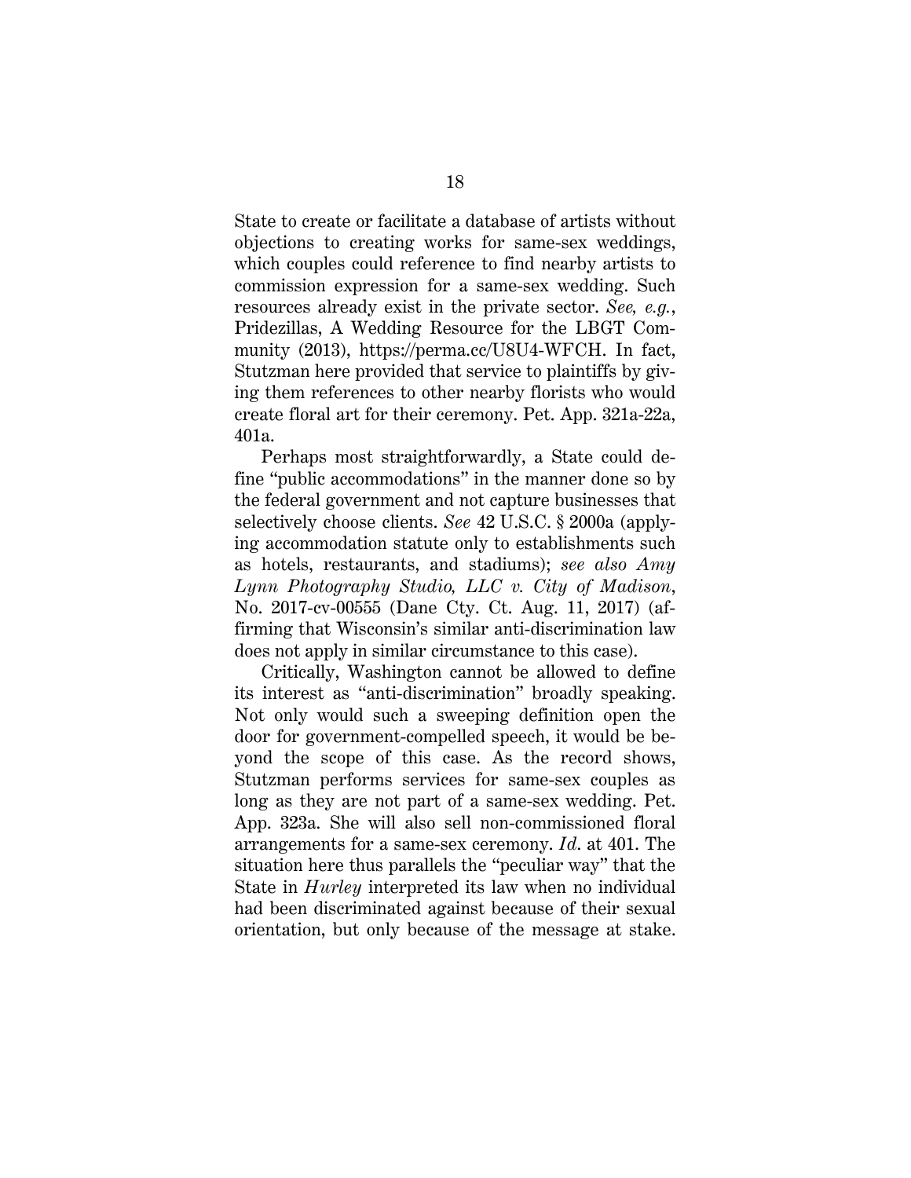State to create or facilitate a database of artists without objections to creating works for same-sex weddings, which couples could reference to find nearby artists to commission expression for a same-sex wedding. Such resources already exist in the private sector. *See, e.g.*, Pridezillas, A Wedding Resource for the LBGT Community (2013), https://perma.cc/U8U4-WFCH. In fact, Stutzman here provided that service to plaintiffs by giving them references to other nearby florists who would create floral art for their ceremony. Pet. App. 321a-22a, 401a.

Perhaps most straightforwardly, a State could define "public accommodations" in the manner done so by the federal government and not capture businesses that selectively choose clients. *See* 42 U.S.C. § 2000a (applying accommodation statute only to establishments such as hotels, restaurants, and stadiums); *see also Amy Lynn Photography Studio, LLC v. City of Madison*, No. 2017-cv-00555 (Dane Cty. Ct. Aug. 11, 2017) (affirming that Wisconsin's similar anti-discrimination law does not apply in similar circumstance to this case).

Critically, Washington cannot be allowed to define its interest as "anti-discrimination" broadly speaking. Not only would such a sweeping definition open the door for government-compelled speech, it would be beyond the scope of this case. As the record shows, Stutzman performs services for same-sex couples as long as they are not part of a same-sex wedding. Pet. App. 323a. She will also sell non-commissioned floral arrangements for a same-sex ceremony. *Id*. at 401. The situation here thus parallels the "peculiar way" that the State in *Hurley* interpreted its law when no individual had been discriminated against because of their sexual orientation, but only because of the message at stake.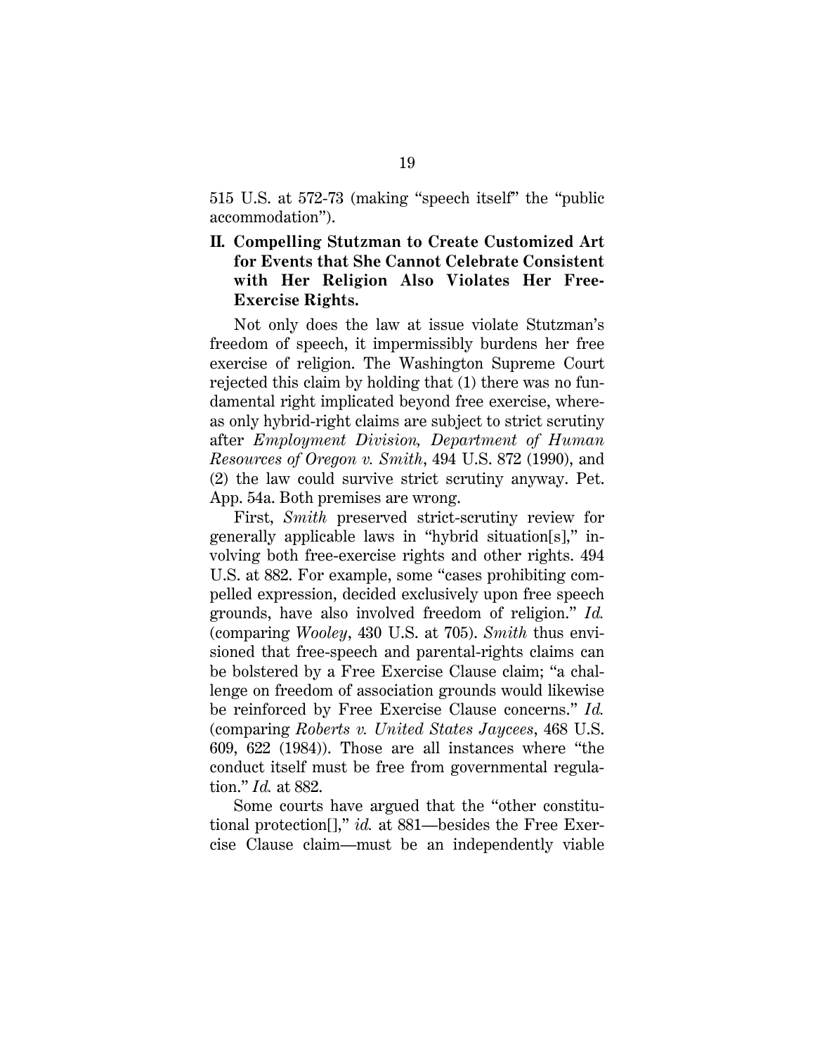515 U.S. at 572-73 (making "speech itself" the "public accommodation").

## II. Compelling Stutzman to Create Customized Art for Events that She Cannot Celebrate Consistent with Her Religion Also Violates Her Free-Exercise Rights.

Not only does the law at issue violate Stutzman's freedom of speech, it impermissibly burdens her free exercise of religion. The Washington Supreme Court rejected this claim by holding that (1) there was no fundamental right implicated beyond free exercise, whereas only hybrid-right claims are subject to strict scrutiny after *Employment Division, Department of Human Resources of Oregon v. Smith*, 494 U.S. 872 (1990), and (2) the law could survive strict scrutiny anyway. Pet. App. 54a. Both premises are wrong.

First, *Smith* preserved strict-scrutiny review for generally applicable laws in "hybrid situation[s]," involving both free-exercise rights and other rights. 494 U.S. at 882. For example, some "cases prohibiting compelled expression, decided exclusively upon free speech grounds, have also involved freedom of religion." *Id.* (comparing *Wooley*, 430 U.S. at 705). *Smith* thus envisioned that free-speech and parental-rights claims can be bolstered by a Free Exercise Clause claim; "a challenge on freedom of association grounds would likewise be reinforced by Free Exercise Clause concerns." *Id.* (comparing *Roberts v. United States Jaycees*, 468 U.S. 609, 622 (1984)). Those are all instances where "the conduct itself must be free from governmental regulation." *Id.* at 882.

Some courts have argued that the "other constitutional protection[]," *id.* at 881—besides the Free Exercise Clause claim—must be an independently viable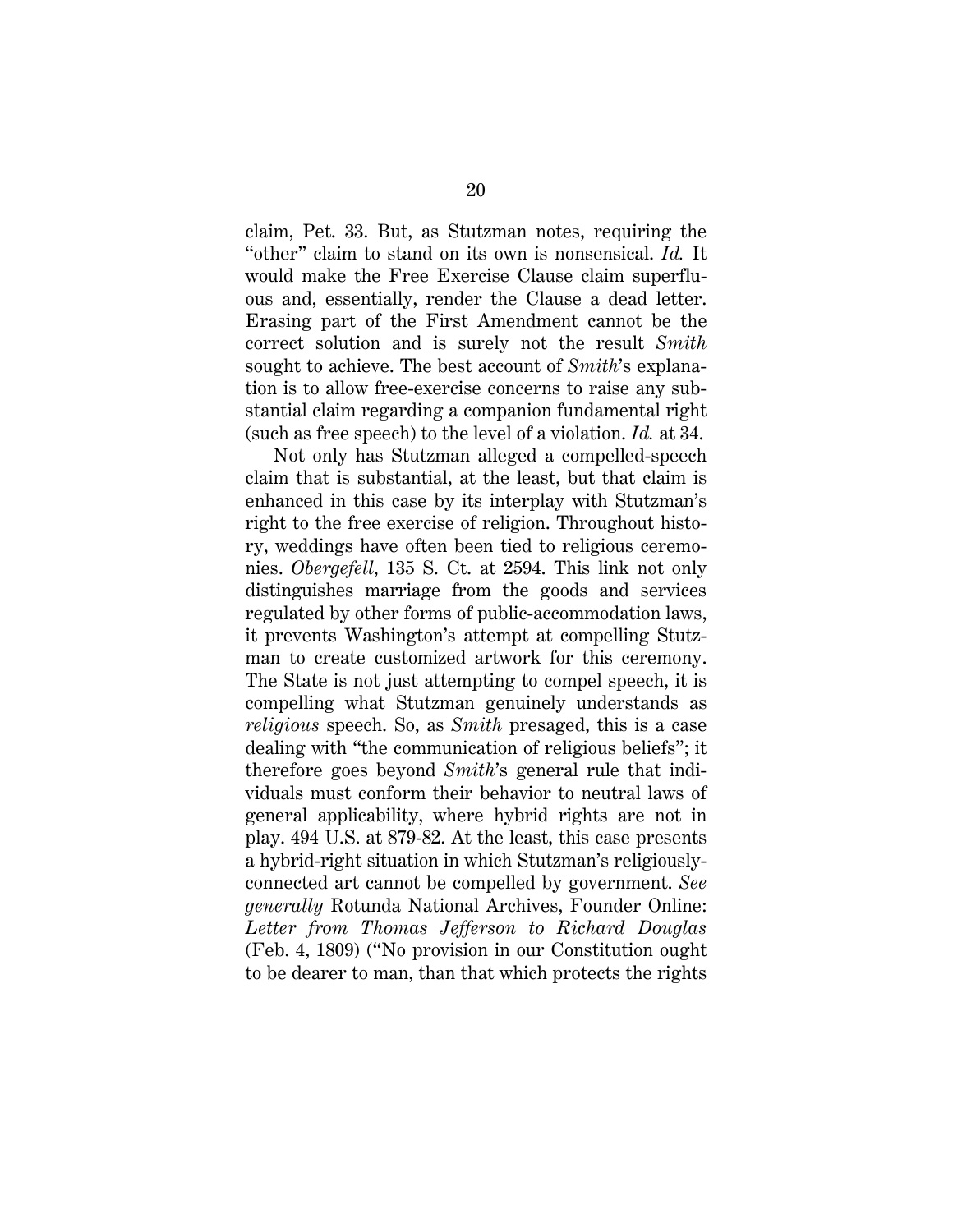claim, Pet. 33. But, as Stutzman notes, requiring the "other" claim to stand on its own is nonsensical. *Id.* It would make the Free Exercise Clause claim superfluous and, essentially, render the Clause a dead letter. Erasing part of the First Amendment cannot be the correct solution and is surely not the result *Smith* sought to achieve. The best account of *Smith*'s explanation is to allow free-exercise concerns to raise any substantial claim regarding a companion fundamental right (such as free speech) to the level of a violation. *Id.* at 34.

Not only has Stutzman alleged a compelled-speech claim that is substantial, at the least, but that claim is enhanced in this case by its interplay with Stutzman's right to the free exercise of religion. Throughout history, weddings have often been tied to religious ceremonies. *Obergefell*, 135 S. Ct. at 2594. This link not only distinguishes marriage from the goods and services regulated by other forms of public-accommodation laws, it prevents Washington's attempt at compelling Stutzman to create customized artwork for this ceremony. The State is not just attempting to compel speech, it is compelling what Stutzman genuinely understands as *religious* speech. So, as *Smith* presaged, this is a case dealing with "the communication of religious beliefs"; it therefore goes beyond *Smith*'s general rule that individuals must conform their behavior to neutral laws of general applicability, where hybrid rights are not in play. 494 U.S. at 879-82. At the least, this case presents a hybrid-right situation in which Stutzman's religiously-connected art cannot be compelled by government. *See generally* Rotunda National Archives, Founder Online: *Letter from Thomas Jefferson to Richard Douglas* (Feb. 4, 1809) ("No provision in our Constitution ought to be dearer to man, than that which protects the rights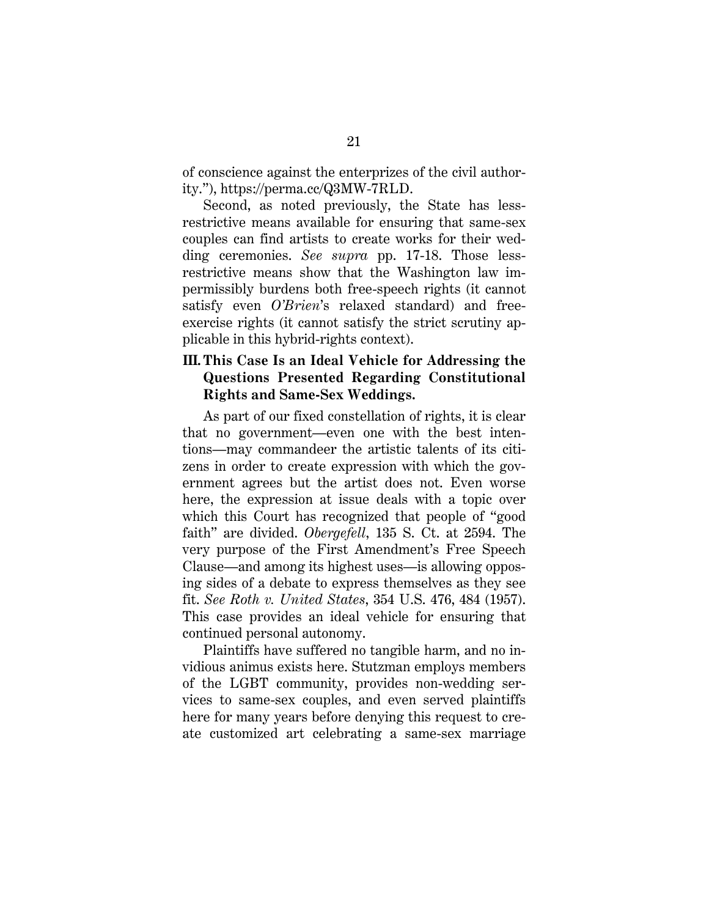of conscience against the enterprizes of the civil authority."), https://perma.cc/Q3MW-7RLD.

Second, as noted previously, the State has less-restrictive means available for ensuring that same-sex couples can find artists to create works for their wedding ceremonies. *See supra* pp. 17-18. Those less-restrictive means show that the Washington law impermissibly burdens both free-speech rights (it cannot satisfy even *O'Brien*'s relaxed standard) and free-exercise rights (it cannot satisfy the strict scrutiny applicable in this hybrid-rights context).

### III. This Case Is an Ideal Vehicle for Addressing the Questions Presented Regarding Constitutional Rights and Same-Sex Weddings.

As part of our fixed constellation of rights, it is clear that no government—even one with the best intentions—may commandeer the artistic talents of its citizens in order to create expression with which the government agrees but the artist does not. Even worse here, the expression at issue deals with a topic over which this Court has recognized that people of "good faith" are divided. *Obergefell*, 135 S. Ct. at 2594. The very purpose of the First Amendment's Free Speech Clause—and among its highest uses—is allowing opposing sides of a debate to express themselves as they see fit. *See Roth v. United States*, 354 U.S. 476, 484 (1957). This case provides an ideal vehicle for ensuring that continued personal autonomy.

Plaintiffs have suffered no tangible harm, and no invidious animus exists here. Stutzman employs members of the LGBT community, provides non-wedding services to same-sex couples, and even served plaintiffs here for many years before denying this request to create customized art celebrating a same-sex marriage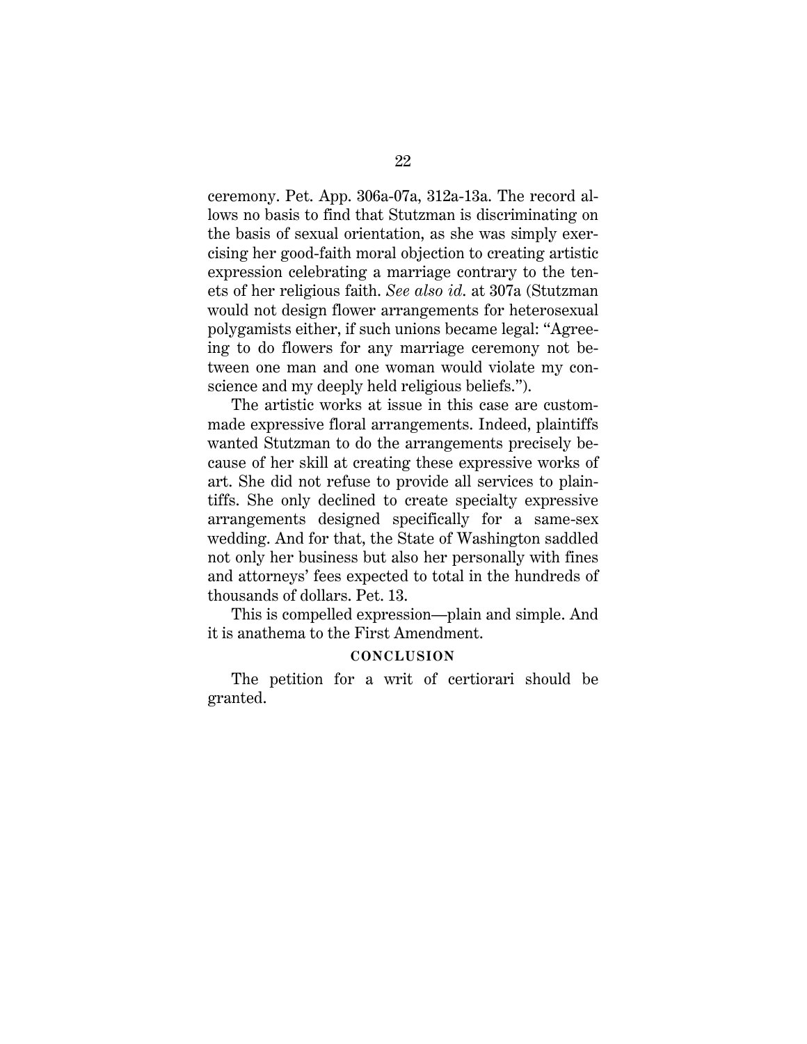ceremony. Pet. App. 306a-07a, 312a-13a. The record allows no basis to find that Stutzman is discriminating on the basis of sexual orientation, as she was simply exercising her good-faith moral objection to creating artistic expression celebrating a marriage contrary to the tenets of her religious faith. *See also id.* at 307a (Stutzman would not design flower arrangements for heterosexual polygamists either, if such unions became legal: "Agreeing to do flowers for any marriage ceremony not between one man and one woman would violate my conscience and my deeply held religious beliefs.").

The artistic works at issue in this case are custom-made expressive floral arrangements. Indeed, plaintiffs wanted Stutzman to do the arrangements precisely because of her skill at creating these expressive works of art. She did not refuse to provide all services to plaintiffs. She only declined to create specialty expressive arrangements designed specifically for a same-sex wedding. And for that, the State of Washington saddled not only her business but also her personally with fines and attorneys' fees expected to total in the hundreds of thousands of dollars. Pet. 13.

This is compelled expression—plain and simple. And it is anathema to the First Amendment.

## CONCLUSION

The petition for a writ of certiorari should be granted.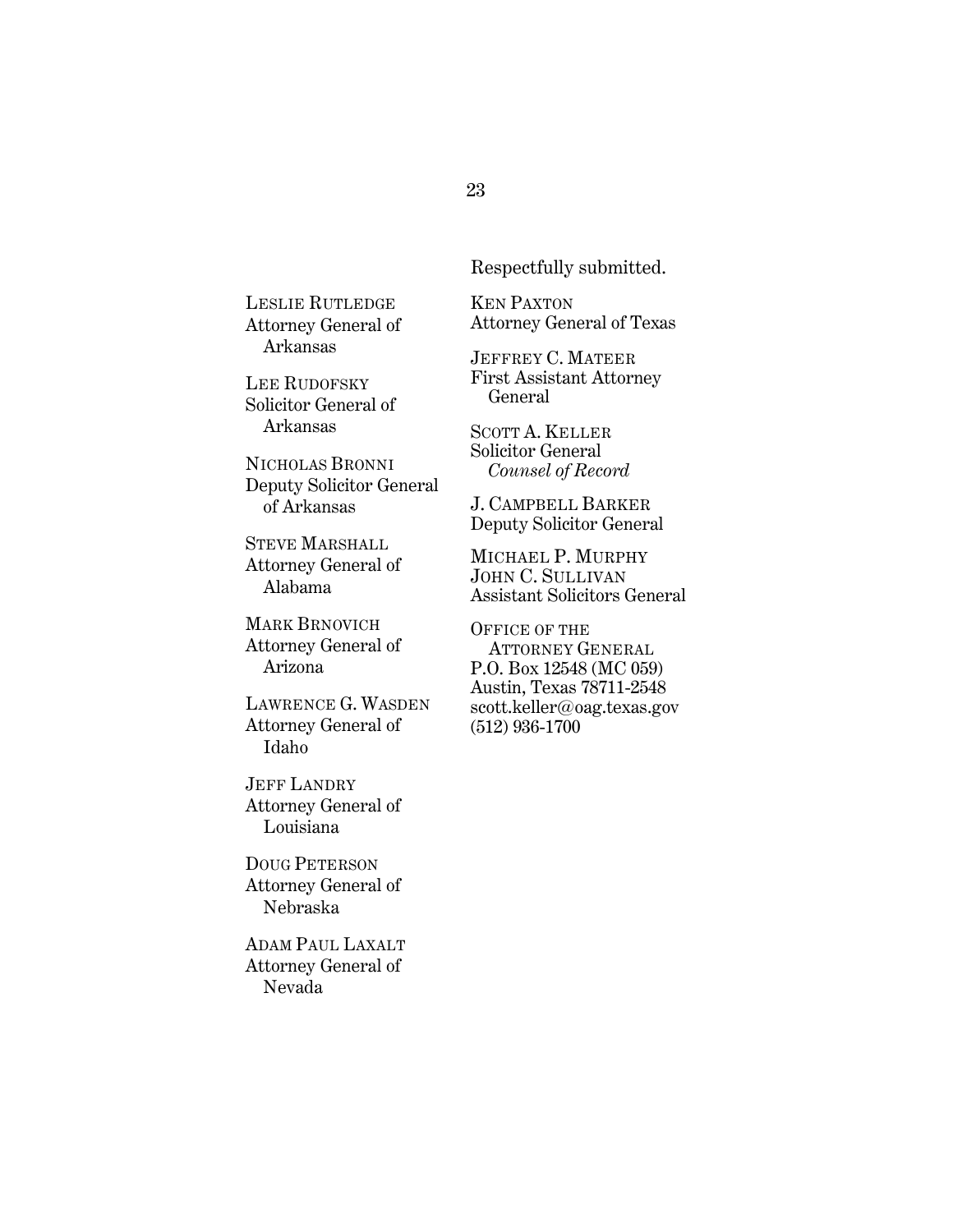Respectfully submitted.

KEN PAXTON
Attorney General of Texas

JEFFREY C. MATEER
First Assistant Attorney General

SCOTT A. KELLER
Solicitor General
*Counsel of Record*

J. CAMPBELL BARKER
Deputy Solicitor General

MICHAEL P. MURPHY
JOHN C. SULLIVAN
Assistant Solicitors General

OFFICE OF THE ATTORNEY GENERAL
P.O. Box 12548 (MC 059)
Austin, Texas 78711-2548
scott.keller@oag.texas.gov
(512) 936-1700

LESLIE RUTLEDGE
Attorney General of Arkansas

LEE RUDOFSKY
Solicitor General of Arkansas

NICHOLAS BRONNI
Deputy Solicitor General of Arkansas

STEVE MARSHALL
Attorney General of Alabama

MARK BRNOVICH
Attorney General of Arizona

LAWRENCE G. WASDEN
Attorney General of Idaho

JEFF LANDRY
Attorney General of Louisiana

DOUG PETERSON
Attorney General of Nebraska

ADAM PAUL LAXALT
Attorney General of Nevada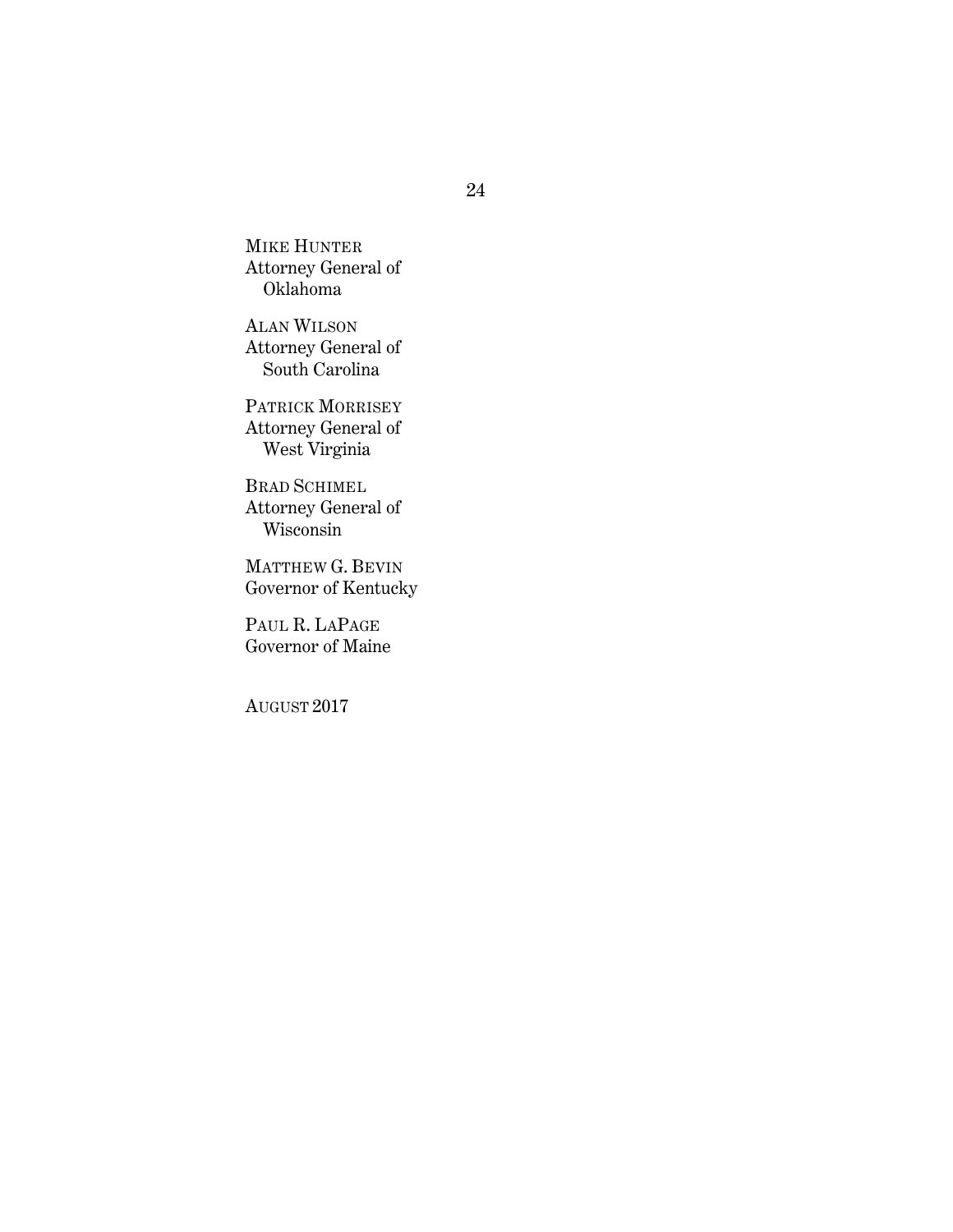MIKE HUNTER
Attorney General of
Oklahoma

ALAN WILSON
Attorney General of
South Carolina

PATRICK MORRISEY
Attorney General of
West Virginia

BRAD SCHIMEL
Attorney General of
Wisconsin

MATTHEW G. BEVIN
Governor of Kentucky

PAUL R. LAPAGE
Governor of Maine

AUGUST 2017